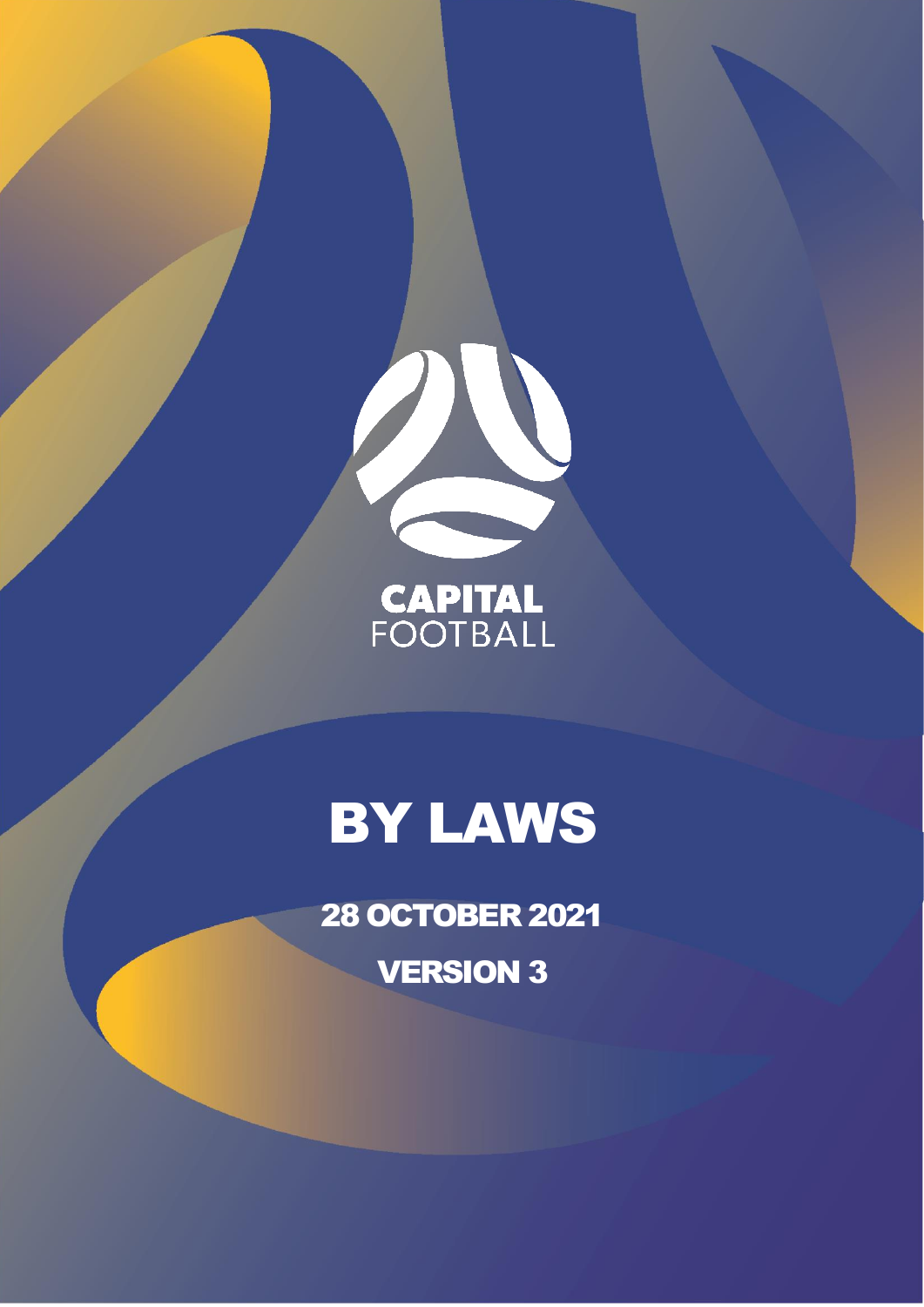CAPITAL
FOOTBALL

# BY LAWS

## 28 OCTOBER 2021

## VERSION 3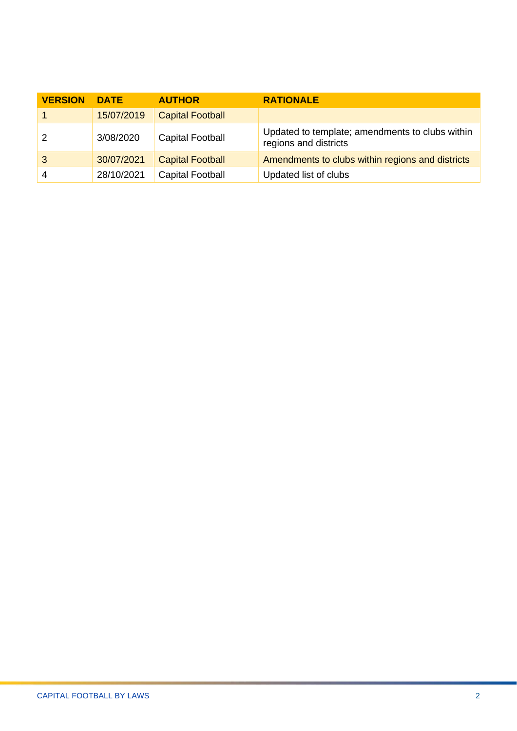| VERSION | DATE | AUTHOR | RATIONALE |
|---|---|---|---|
| 1 | 15/07/2019 | Capital Football | |
| 2 | 3/08/2020 | Capital Football | Updated to template; amendments to clubs within regions and districts |
| 3 | 30/07/2021 | Capital Football | Amendments to clubs within regions and districts |
| 4 | 28/10/2021 | Capital Football | Updated list of clubs |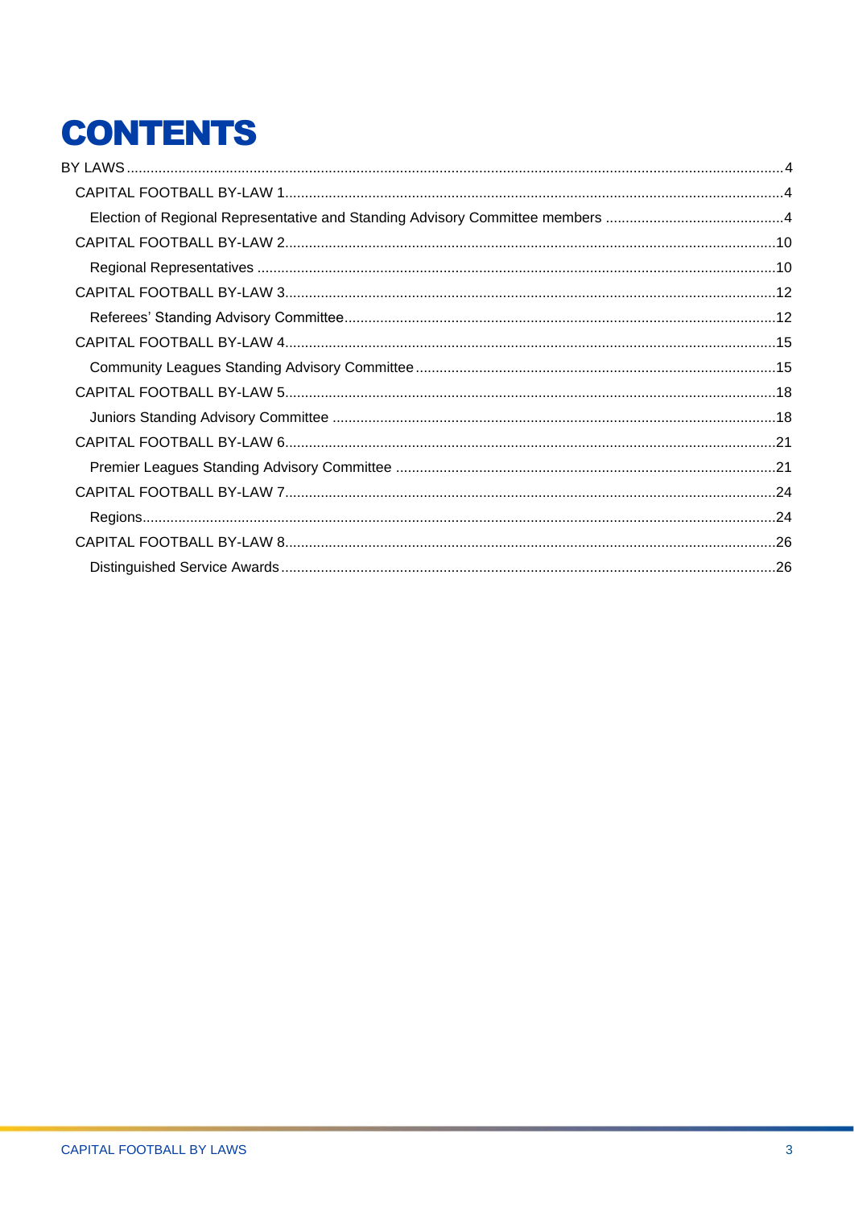# CONTENTS

- BY LAWS ... 4
  - CAPITAL FOOTBALL BY-LAW 1 ... 4
    - Election of Regional Representative and Standing Advisory Committee members ... 4
  - CAPITAL FOOTBALL BY-LAW 2 ... 10
    - Regional Representatives ... 10
  - CAPITAL FOOTBALL BY-LAW 3 ... 12
    - Referees' Standing Advisory Committee ... 12
  - CAPITAL FOOTBALL BY-LAW 4 ... 15
    - Community Leagues Standing Advisory Committee ... 15
  - CAPITAL FOOTBALL BY-LAW 5 ... 18
    - Juniors Standing Advisory Committee ... 18
  - CAPITAL FOOTBALL BY-LAW 6 ... 21
    - Premier Leagues Standing Advisory Committee ... 21
  - CAPITAL FOOTBALL BY-LAW 7 ... 24
    - Regions ... 24
  - CAPITAL FOOTBALL BY-LAW 8 ... 26
    - Distinguished Service Awards ... 26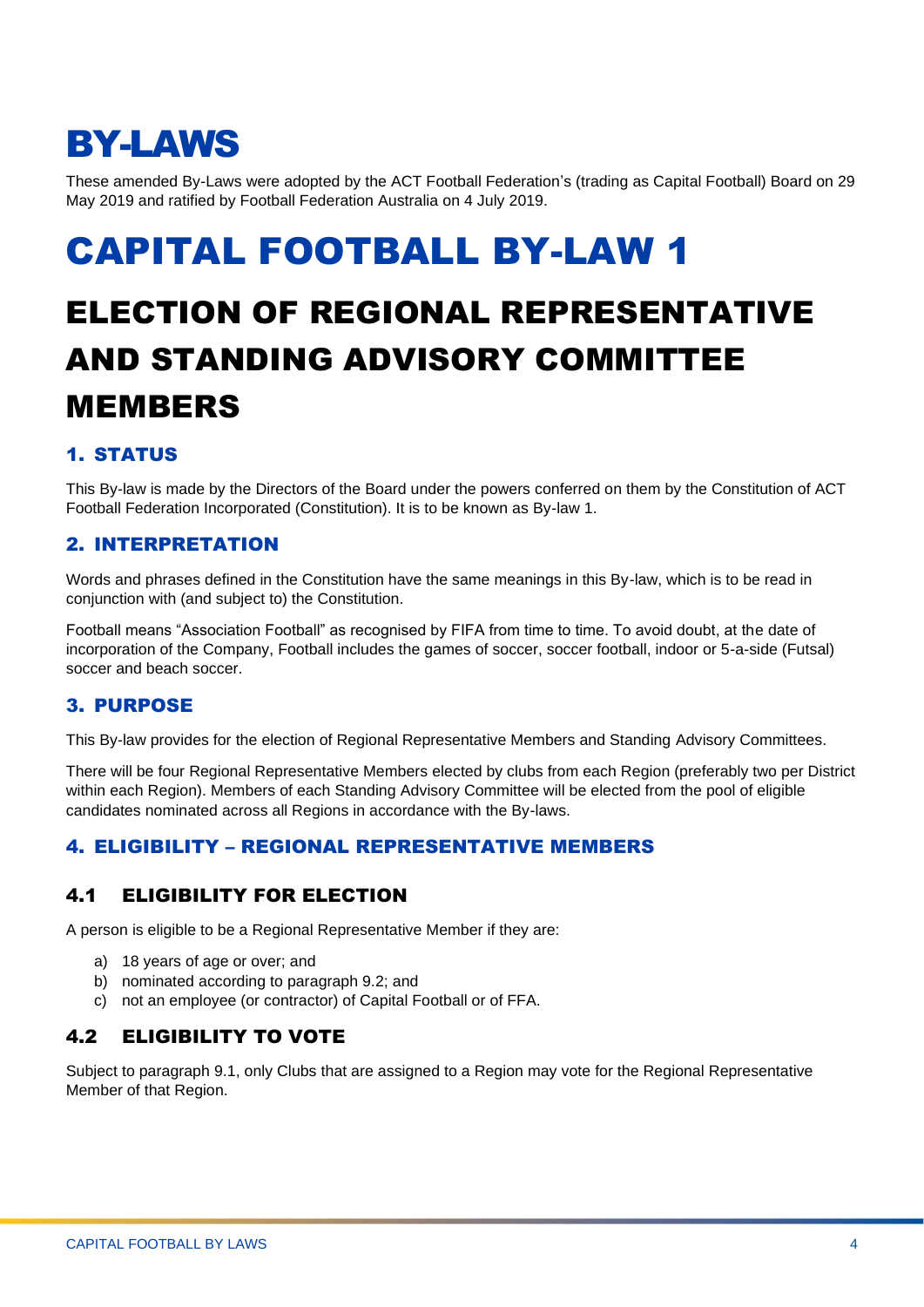# BY-LAWS

These amended By-Laws were adopted by the ACT Football Federation's (trading as Capital Football) Board on 29 May 2019 and ratified by Football Federation Australia on 4 July 2019.

# CAPITAL FOOTBALL BY-LAW 1

## ELECTION OF REGIONAL REPRESENTATIVE AND STANDING ADVISORY COMMITTEE MEMBERS

### 1. STATUS

This By-law is made by the Directors of the Board under the powers conferred on them by the Constitution of ACT Football Federation Incorporated (Constitution). It is to be known as By-law 1.

### 2. INTERPRETATION

Words and phrases defined in the Constitution have the same meanings in this By-law, which is to be read in conjunction with (and subject to) the Constitution.

Football means "Association Football" as recognised by FIFA from time to time. To avoid doubt, at the date of incorporation of the Company, Football includes the games of soccer, soccer football, indoor or 5-a-side (Futsal) soccer and beach soccer.

### 3. PURPOSE

This By-law provides for the election of Regional Representative Members and Standing Advisory Committees.

There will be four Regional Representative Members elected by clubs from each Region (preferably two per District within each Region). Members of each Standing Advisory Committee will be elected from the pool of eligible candidates nominated across all Regions in accordance with the By-laws.

### 4. ELIGIBILITY – REGIONAL REPRESENTATIVE MEMBERS

#### 4.1 ELIGIBILITY FOR ELECTION

A person is eligible to be a Regional Representative Member if they are:

a) 18 years of age or over; and
b) nominated according to paragraph 9.2; and
c) not an employee (or contractor) of Capital Football or of FFA.

#### 4.2 ELIGIBILITY TO VOTE

Subject to paragraph 9.1, only Clubs that are assigned to a Region may vote for the Regional Representative Member of that Region.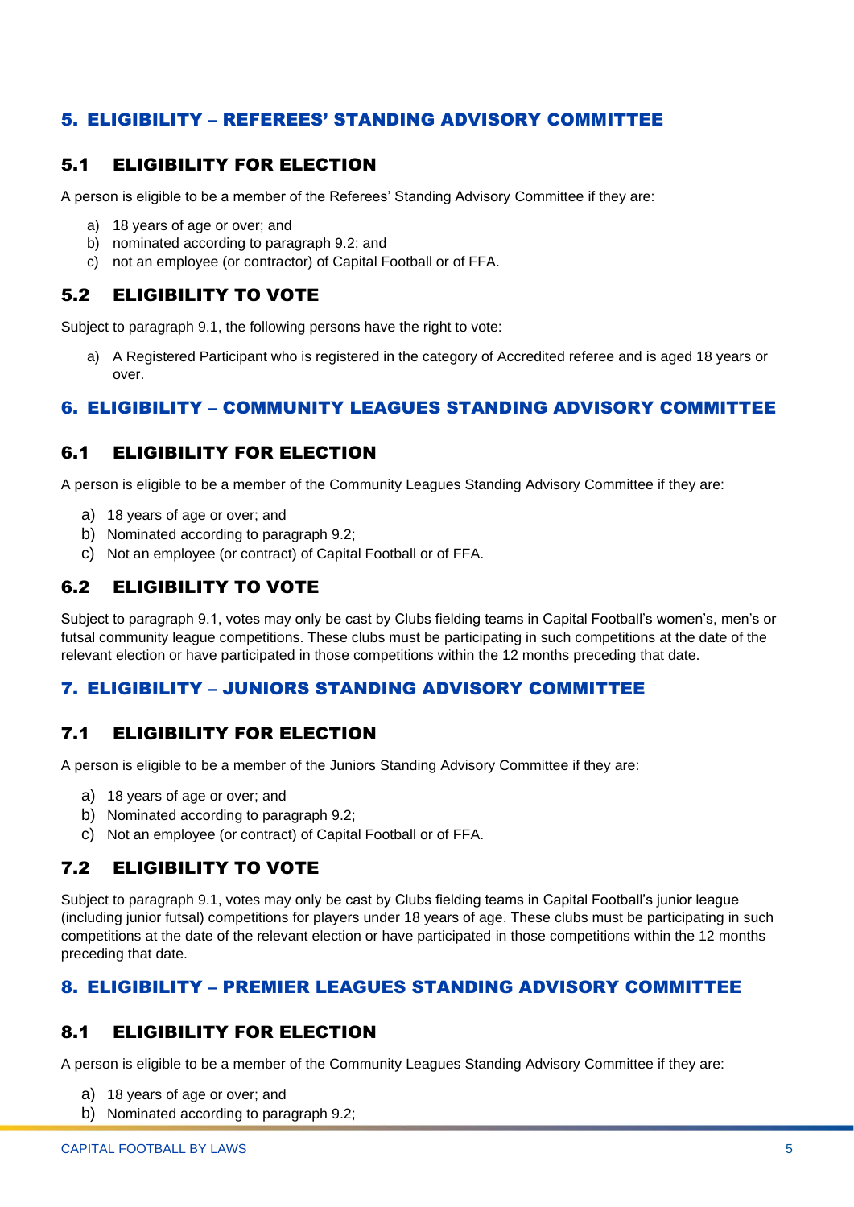## 5. ELIGIBILITY – REFEREES' STANDING ADVISORY COMMITTEE

### 5.1 ELIGIBILITY FOR ELECTION

A person is eligible to be a member of the Referees' Standing Advisory Committee if they are:

a) 18 years of age or over; and
b) nominated according to paragraph 9.2; and
c) not an employee (or contractor) of Capital Football or of FFA.

### 5.2 ELIGIBILITY TO VOTE

Subject to paragraph 9.1, the following persons have the right to vote:

a) A Registered Participant who is registered in the category of Accredited referee and is aged 18 years or over.

## 6. ELIGIBILITY – COMMUNITY LEAGUES STANDING ADVISORY COMMITTEE

### 6.1 ELIGIBILITY FOR ELECTION

A person is eligible to be a member of the Community Leagues Standing Advisory Committee if they are:

a) 18 years of age or over; and
b) Nominated according to paragraph 9.2;
c) Not an employee (or contract) of Capital Football or of FFA.

### 6.2 ELIGIBILITY TO VOTE

Subject to paragraph 9.1, votes may only be cast by Clubs fielding teams in Capital Football's women's, men's or futsal community league competitions. These clubs must be participating in such competitions at the date of the relevant election or have participated in those competitions within the 12 months preceding that date.

## 7. ELIGIBILITY – JUNIORS STANDING ADVISORY COMMITTEE

### 7.1 ELIGIBILITY FOR ELECTION

A person is eligible to be a member of the Juniors Standing Advisory Committee if they are:

a) 18 years of age or over; and
b) Nominated according to paragraph 9.2;
c) Not an employee (or contract) of Capital Football or of FFA.

### 7.2 ELIGIBILITY TO VOTE

Subject to paragraph 9.1, votes may only be cast by Clubs fielding teams in Capital Football's junior league (including junior futsal) competitions for players under 18 years of age. These clubs must be participating in such competitions at the date of the relevant election or have participated in those competitions within the 12 months preceding that date.

## 8. ELIGIBILITY – PREMIER LEAGUES STANDING ADVISORY COMMITTEE

### 8.1 ELIGIBILITY FOR ELECTION

A person is eligible to be a member of the Community Leagues Standing Advisory Committee if they are:

a) 18 years of age or over; and
b) Nominated according to paragraph 9.2;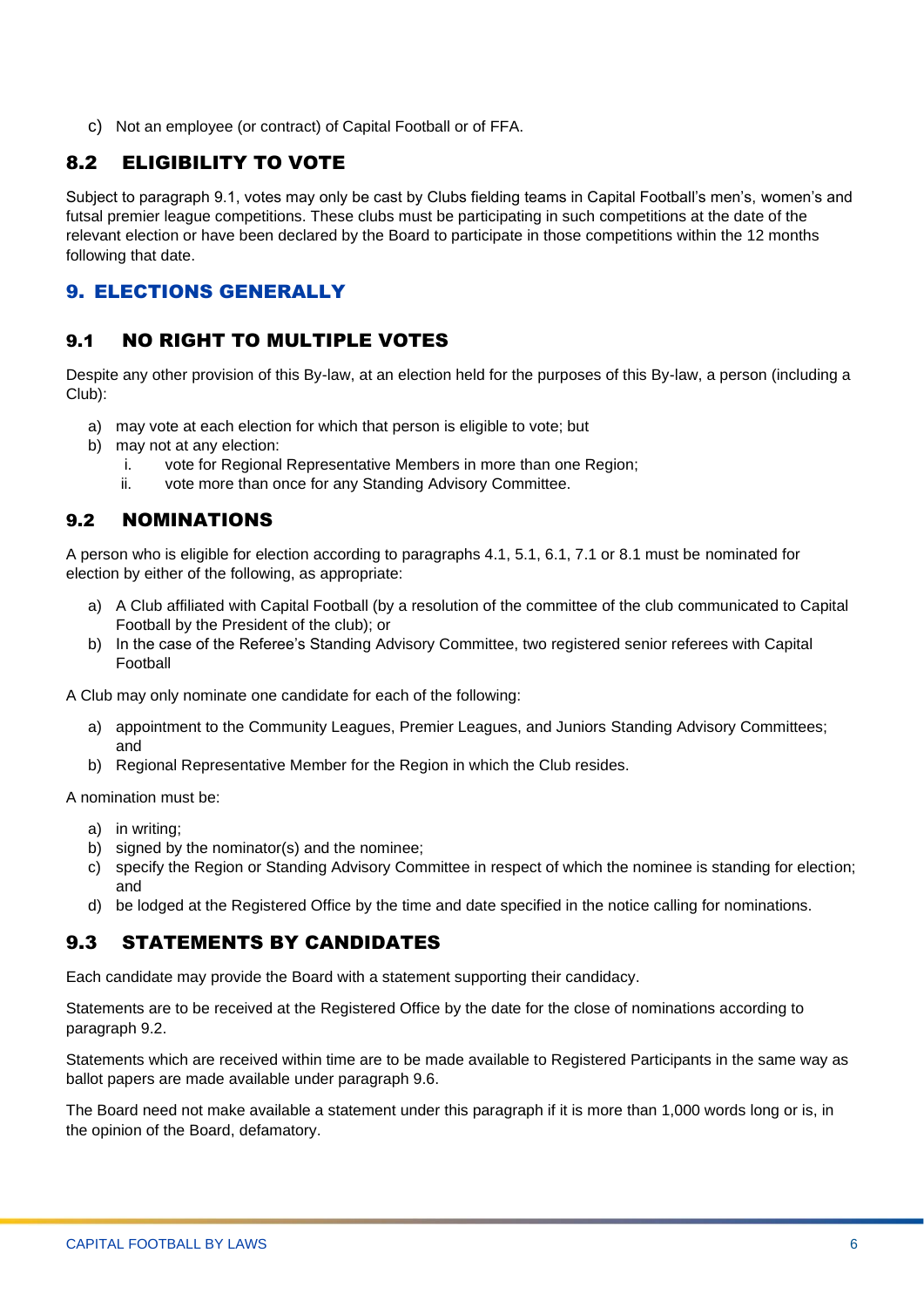c) Not an employee (or contract) of Capital Football or of FFA.

### 8.2 ELIGIBILITY TO VOTE

Subject to paragraph 9.1, votes may only be cast by Clubs fielding teams in Capital Football's men's, women's and futsal premier league competitions. These clubs must be participating in such competitions at the date of the relevant election or have been declared by the Board to participate in those competitions within the 12 months following that date.

## 9. ELECTIONS GENERALLY

### 9.1 NO RIGHT TO MULTIPLE VOTES

Despite any other provision of this By-law, at an election held for the purposes of this By-law, a person (including a Club):

a) may vote at each election for which that person is eligible to vote; but
b) may not at any election:
   i. vote for Regional Representative Members in more than one Region;
   ii. vote more than once for any Standing Advisory Committee.

### 9.2 NOMINATIONS

A person who is eligible for election according to paragraphs 4.1, 5.1, 6.1, 7.1 or 8.1 must be nominated for election by either of the following, as appropriate:

a) A Club affiliated with Capital Football (by a resolution of the committee of the club communicated to Capital Football by the President of the club); or
b) In the case of the Referee's Standing Advisory Committee, two registered senior referees with Capital Football

A Club may only nominate one candidate for each of the following:

a) appointment to the Community Leagues, Premier Leagues, and Juniors Standing Advisory Committees; and
b) Regional Representative Member for the Region in which the Club resides.

A nomination must be:

a) in writing;
b) signed by the nominator(s) and the nominee;
c) specify the Region or Standing Advisory Committee in respect of which the nominee is standing for election; and
d) be lodged at the Registered Office by the time and date specified in the notice calling for nominations.

### 9.3 STATEMENTS BY CANDIDATES

Each candidate may provide the Board with a statement supporting their candidacy.

Statements are to be received at the Registered Office by the date for the close of nominations according to paragraph 9.2.

Statements which are received within time are to be made available to Registered Participants in the same way as ballot papers are made available under paragraph 9.6.

The Board need not make available a statement under this paragraph if it is more than 1,000 words long or is, in the opinion of the Board, defamatory.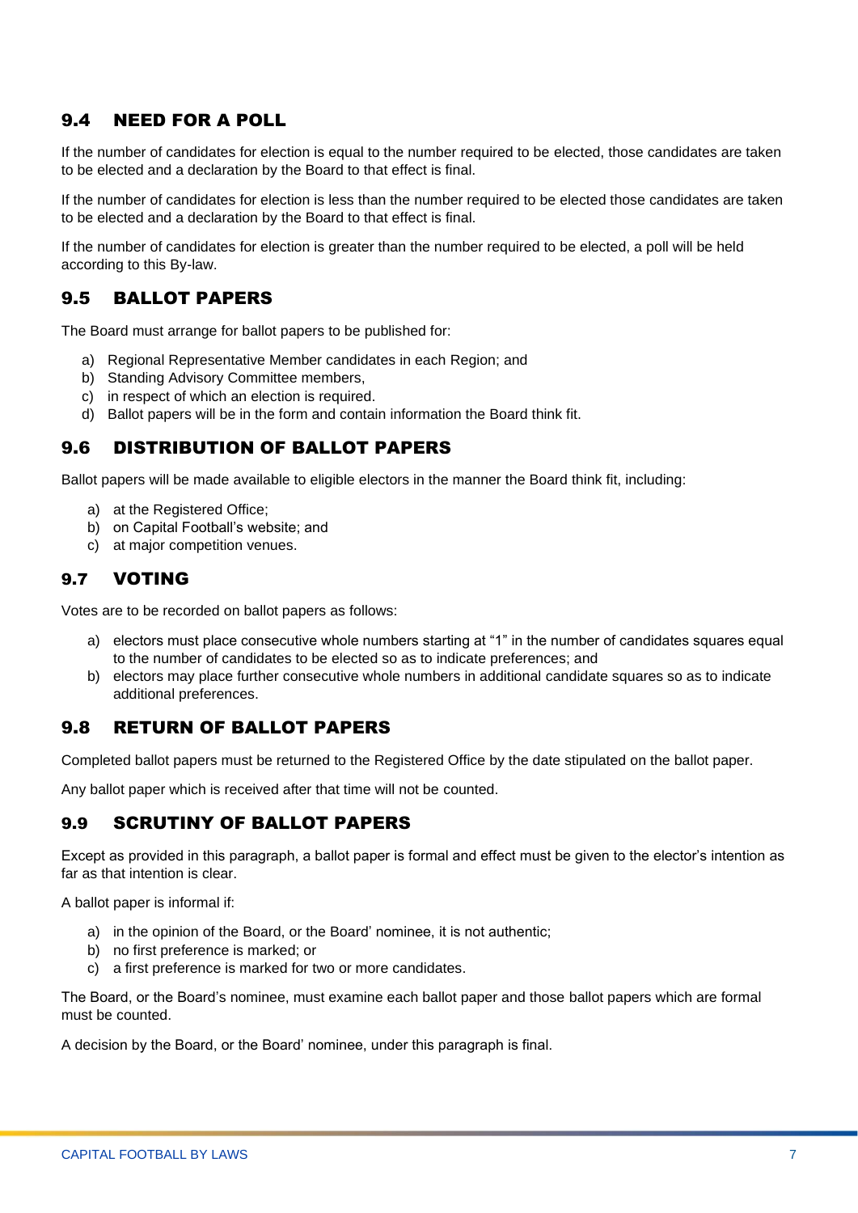## 9.4 NEED FOR A POLL

If the number of candidates for election is equal to the number required to be elected, those candidates are taken to be elected and a declaration by the Board to that effect is final.

If the number of candidates for election is less than the number required to be elected those candidates are taken to be elected and a declaration by the Board to that effect is final.

If the number of candidates for election is greater than the number required to be elected, a poll will be held according to this By-law.

## 9.5 BALLOT PAPERS

The Board must arrange for ballot papers to be published for:

a) Regional Representative Member candidates in each Region; and
b) Standing Advisory Committee members,
c) in respect of which an election is required.
d) Ballot papers will be in the form and contain information the Board think fit.

## 9.6 DISTRIBUTION OF BALLOT PAPERS

Ballot papers will be made available to eligible electors in the manner the Board think fit, including:

a) at the Registered Office;
b) on Capital Football's website; and
c) at major competition venues.

## 9.7 VOTING

Votes are to be recorded on ballot papers as follows:

a) electors must place consecutive whole numbers starting at "1" in the number of candidates squares equal to the number of candidates to be elected so as to indicate preferences; and
b) electors may place further consecutive whole numbers in additional candidate squares so as to indicate additional preferences.

## 9.8 RETURN OF BALLOT PAPERS

Completed ballot papers must be returned to the Registered Office by the date stipulated on the ballot paper.

Any ballot paper which is received after that time will not be counted.

## 9.9 SCRUTINY OF BALLOT PAPERS

Except as provided in this paragraph, a ballot paper is formal and effect must be given to the elector's intention as far as that intention is clear.

A ballot paper is informal if:

a) in the opinion of the Board, or the Board' nominee, it is not authentic;
b) no first preference is marked; or
c) a first preference is marked for two or more candidates.

The Board, or the Board's nominee, must examine each ballot paper and those ballot papers which are formal must be counted.

A decision by the Board, or the Board' nominee, under this paragraph is final.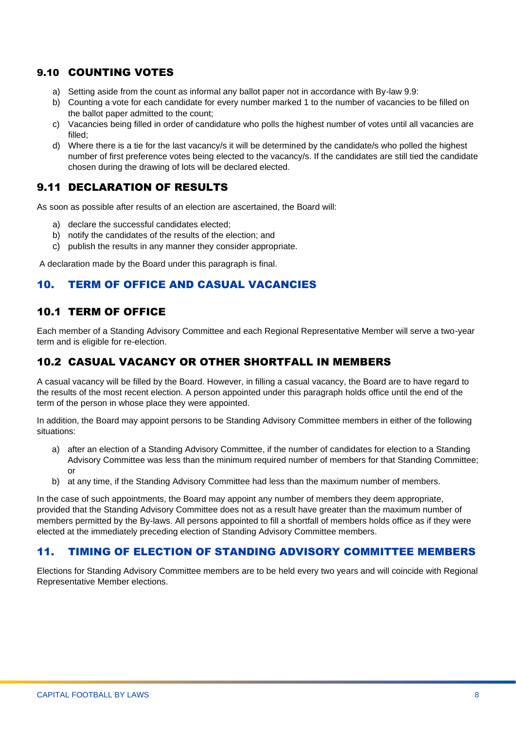### 9.10 COUNTING VOTES

a) Setting aside from the count as informal any ballot paper not in accordance with By-law 9.9:
b) Counting a vote for each candidate for every number marked 1 to the number of vacancies to be filled on the ballot paper admitted to the count;
c) Vacancies being filled in order of candidature who polls the highest number of votes until all vacancies are filled;
d) Where there is a tie for the last vacancy/s it will be determined by the candidate/s who polled the highest number of first preference votes being elected to the vacancy/s. If the candidates are still tied the candidate chosen during the drawing of lots will be declared elected.

### 9.11 DECLARATION OF RESULTS

As soon as possible after results of an election are ascertained, the Board will:

a) declare the successful candidates elected;
b) notify the candidates of the results of the election; and
c) publish the results in any manner they consider appropriate.

A declaration made by the Board under this paragraph is final.

## 10. TERM OF OFFICE AND CASUAL VACANCIES

### 10.1 TERM OF OFFICE

Each member of a Standing Advisory Committee and each Regional Representative Member will serve a two-year term and is eligible for re-election.

### 10.2 CASUAL VACANCY OR OTHER SHORTFALL IN MEMBERS

A casual vacancy will be filled by the Board. However, in filling a casual vacancy, the Board are to have regard to the results of the most recent election. A person appointed under this paragraph holds office until the end of the term of the person in whose place they were appointed.

In addition, the Board may appoint persons to be Standing Advisory Committee members in either of the following situations:

a) after an election of a Standing Advisory Committee, if the number of candidates for election to a Standing Advisory Committee was less than the minimum required number of members for that Standing Committee; or
b) at any time, if the Standing Advisory Committee had less than the maximum number of members.

In the case of such appointments, the Board may appoint any number of members they deem appropriate, provided that the Standing Advisory Committee does not as a result have greater than the maximum number of members permitted by the By-laws. All persons appointed to fill a shortfall of members holds office as if they were elected at the immediately preceding election of Standing Advisory Committee members.

## 11. TIMING OF ELECTION OF STANDING ADVISORY COMMITTEE MEMBERS

Elections for Standing Advisory Committee members are to be held every two years and will coincide with Regional Representative Member elections.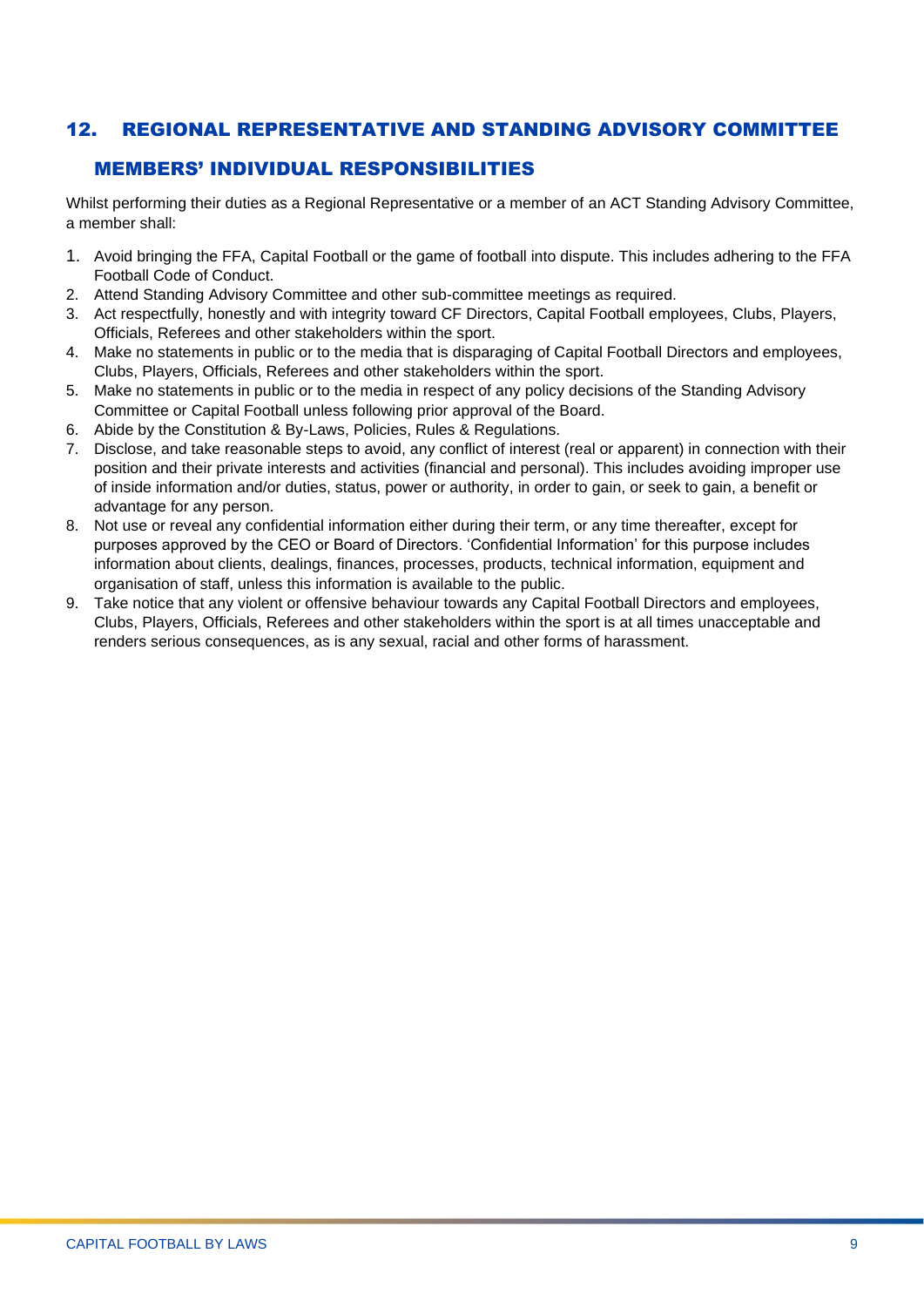## 12. REGIONAL REPRESENTATIVE AND STANDING ADVISORY COMMITTEE MEMBERS' INDIVIDUAL RESPONSIBILITIES

Whilst performing their duties as a Regional Representative or a member of an ACT Standing Advisory Committee, a member shall:

1. Avoid bringing the FFA, Capital Football or the game of football into dispute. This includes adhering to the FFA Football Code of Conduct.
2. Attend Standing Advisory Committee and other sub-committee meetings as required.
3. Act respectfully, honestly and with integrity toward CF Directors, Capital Football employees, Clubs, Players, Officials, Referees and other stakeholders within the sport.
4. Make no statements in public or to the media that is disparaging of Capital Football Directors and employees, Clubs, Players, Officials, Referees and other stakeholders within the sport.
5. Make no statements in public or to the media in respect of any policy decisions of the Standing Advisory Committee or Capital Football unless following prior approval of the Board.
6. Abide by the Constitution & By-Laws, Policies, Rules & Regulations.
7. Disclose, and take reasonable steps to avoid, any conflict of interest (real or apparent) in connection with their position and their private interests and activities (financial and personal). This includes avoiding improper use of inside information and/or duties, status, power or authority, in order to gain, or seek to gain, a benefit or advantage for any person.
8. Not use or reveal any confidential information either during their term, or any time thereafter, except for purposes approved by the CEO or Board of Directors. 'Confidential Information' for this purpose includes information about clients, dealings, finances, processes, products, technical information, equipment and organisation of staff, unless this information is available to the public.
9. Take notice that any violent or offensive behaviour towards any Capital Football Directors and employees, Clubs, Players, Officials, Referees and other stakeholders within the sport is at all times unacceptable and renders serious consequences, as is any sexual, racial and other forms of harassment.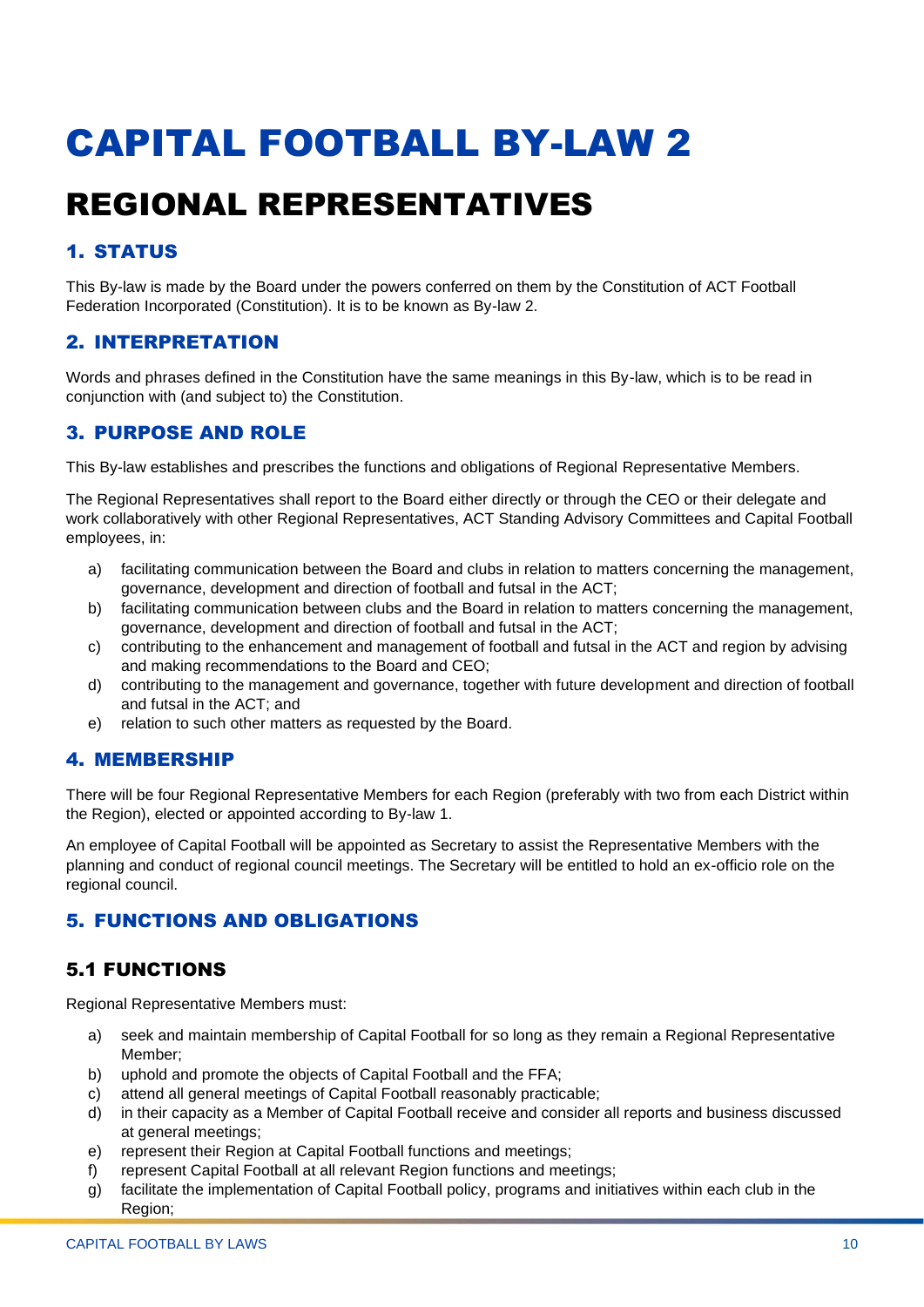# CAPITAL FOOTBALL BY-LAW 2

# REGIONAL REPRESENTATIVES

### 1. STATUS

This By-law is made by the Board under the powers conferred on them by the Constitution of ACT Football Federation Incorporated (Constitution). It is to be known as By-law 2.

### 2. INTERPRETATION

Words and phrases defined in the Constitution have the same meanings in this By-law, which is to be read in conjunction with (and subject to) the Constitution.

### 3. PURPOSE AND ROLE

This By-law establishes and prescribes the functions and obligations of Regional Representative Members.

The Regional Representatives shall report to the Board either directly or through the CEO or their delegate and work collaboratively with other Regional Representatives, ACT Standing Advisory Committees and Capital Football employees, in:

a) facilitating communication between the Board and clubs in relation to matters concerning the management, governance, development and direction of football and futsal in the ACT;
b) facilitating communication between clubs and the Board in relation to matters concerning the management, governance, development and direction of football and futsal in the ACT;
c) contributing to the enhancement and management of football and futsal in the ACT and region by advising and making recommendations to the Board and CEO;
d) contributing to the management and governance, together with future development and direction of football and futsal in the ACT; and
e) relation to such other matters as requested by the Board.

### 4. MEMBERSHIP

There will be four Regional Representative Members for each Region (preferably with two from each District within the Region), elected or appointed according to By-law 1.

An employee of Capital Football will be appointed as Secretary to assist the Representative Members with the planning and conduct of regional council meetings. The Secretary will be entitled to hold an ex-officio role on the regional council.

### 5. FUNCTIONS AND OBLIGATIONS

#### 5.1 FUNCTIONS

Regional Representative Members must:

a) seek and maintain membership of Capital Football for so long as they remain a Regional Representative Member;
b) uphold and promote the objects of Capital Football and the FFA;
c) attend all general meetings of Capital Football reasonably practicable;
d) in their capacity as a Member of Capital Football receive and consider all reports and business discussed at general meetings;
e) represent their Region at Capital Football functions and meetings;
f) represent Capital Football at all relevant Region functions and meetings;
g) facilitate the implementation of Capital Football policy, programs and initiatives within each club in the Region;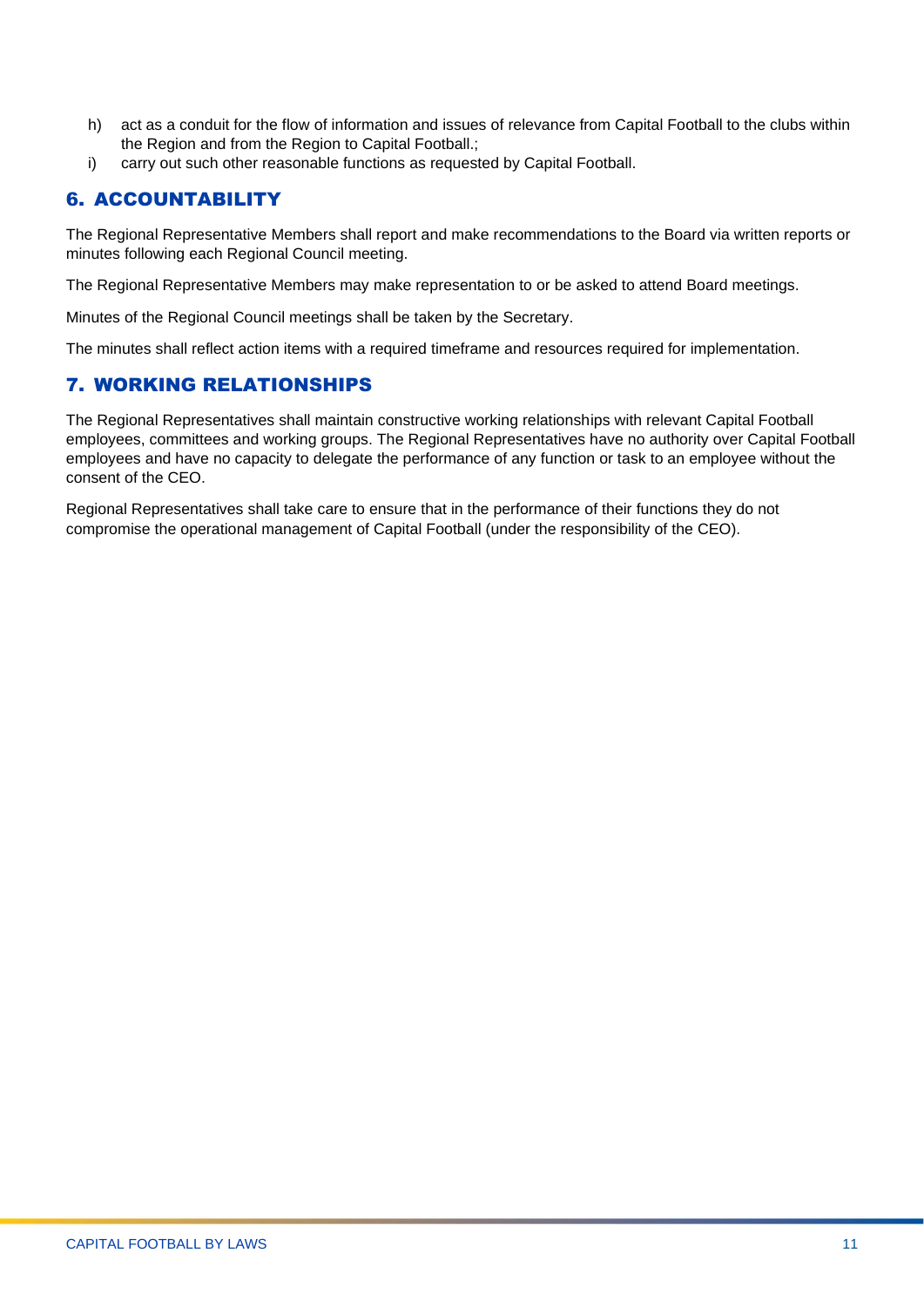h) act as a conduit for the flow of information and issues of relevance from Capital Football to the clubs within the Region and from the Region to Capital Football.;
i) carry out such other reasonable functions as requested by Capital Football.

## 6. ACCOUNTABILITY

The Regional Representative Members shall report and make recommendations to the Board via written reports or minutes following each Regional Council meeting.

The Regional Representative Members may make representation to or be asked to attend Board meetings.

Minutes of the Regional Council meetings shall be taken by the Secretary.

The minutes shall reflect action items with a required timeframe and resources required for implementation.

## 7. WORKING RELATIONSHIPS

The Regional Representatives shall maintain constructive working relationships with relevant Capital Football employees, committees and working groups. The Regional Representatives have no authority over Capital Football employees and have no capacity to delegate the performance of any function or task to an employee without the consent of the CEO.

Regional Representatives shall take care to ensure that in the performance of their functions they do not compromise the operational management of Capital Football (under the responsibility of the CEO).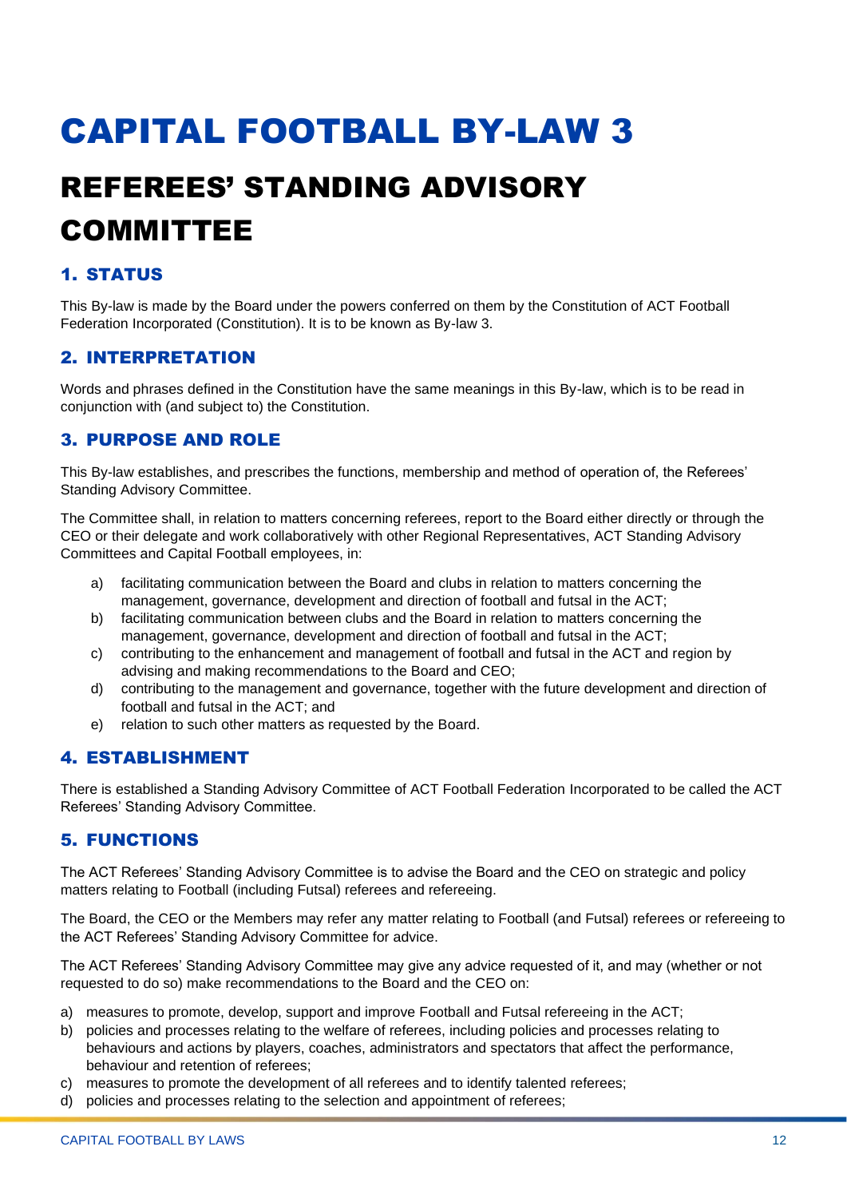# CAPITAL FOOTBALL BY-LAW 3

## REFEREES' STANDING ADVISORY COMMITTEE

### 1. STATUS

This By-law is made by the Board under the powers conferred on them by the Constitution of ACT Football Federation Incorporated (Constitution). It is to be known as By-law 3.

### 2. INTERPRETATION

Words and phrases defined in the Constitution have the same meanings in this By-law, which is to be read in conjunction with (and subject to) the Constitution.

### 3. PURPOSE AND ROLE

This By-law establishes, and prescribes the functions, membership and method of operation of, the Referees' Standing Advisory Committee.

The Committee shall, in relation to matters concerning referees, report to the Board either directly or through the CEO or their delegate and work collaboratively with other Regional Representatives, ACT Standing Advisory Committees and Capital Football employees, in:

a) facilitating communication between the Board and clubs in relation to matters concerning the management, governance, development and direction of football and futsal in the ACT;
b) facilitating communication between clubs and the Board in relation to matters concerning the management, governance, development and direction of football and futsal in the ACT;
c) contributing to the enhancement and management of football and futsal in the ACT and region by advising and making recommendations to the Board and CEO;
d) contributing to the management and governance, together with the future development and direction of football and futsal in the ACT; and
e) relation to such other matters as requested by the Board.

### 4. ESTABLISHMENT

There is established a Standing Advisory Committee of ACT Football Federation Incorporated to be called the ACT Referees' Standing Advisory Committee.

### 5. FUNCTIONS

The ACT Referees' Standing Advisory Committee is to advise the Board and the CEO on strategic and policy matters relating to Football (including Futsal) referees and refereeing.

The Board, the CEO or the Members may refer any matter relating to Football (and Futsal) referees or refereeing to the ACT Referees' Standing Advisory Committee for advice.

The ACT Referees' Standing Advisory Committee may give any advice requested of it, and may (whether or not requested to do so) make recommendations to the Board and the CEO on:

a) measures to promote, develop, support and improve Football and Futsal refereeing in the ACT;
b) policies and processes relating to the welfare of referees, including policies and processes relating to behaviours and actions by players, coaches, administrators and spectators that affect the performance, behaviour and retention of referees;
c) measures to promote the development of all referees and to identify talented referees;
d) policies and processes relating to the selection and appointment of referees;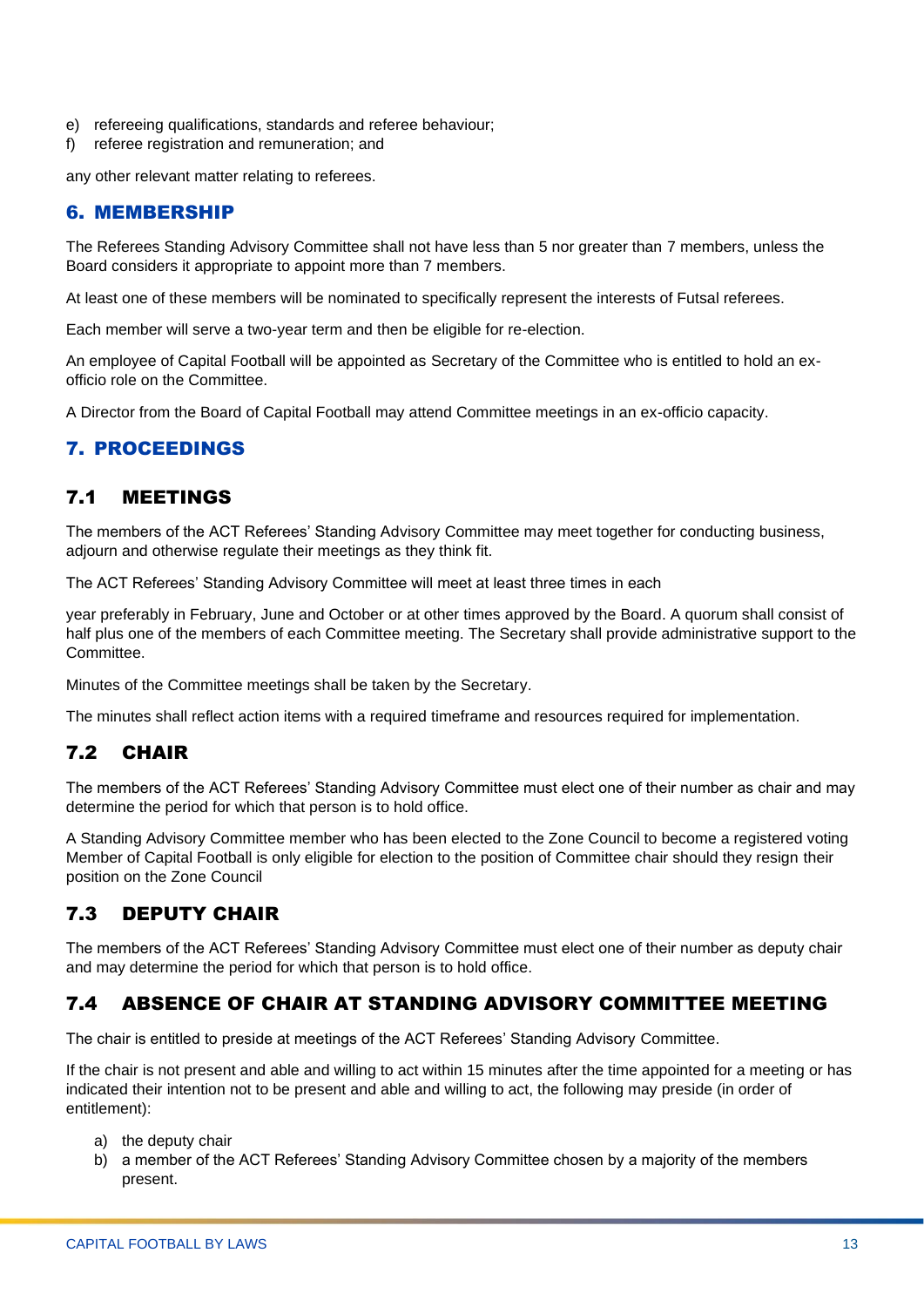e) refereeing qualifications, standards and referee behaviour;
f) referee registration and remuneration; and

any other relevant matter relating to referees.

## 6. MEMBERSHIP

The Referees Standing Advisory Committee shall not have less than 5 nor greater than 7 members, unless the Board considers it appropriate to appoint more than 7 members.

At least one of these members will be nominated to specifically represent the interests of Futsal referees.

Each member will serve a two-year term and then be eligible for re-election.

An employee of Capital Football will be appointed as Secretary of the Committee who is entitled to hold an ex-officio role on the Committee.

A Director from the Board of Capital Football may attend Committee meetings in an ex-officio capacity.

## 7. PROCEEDINGS

### 7.1 MEETINGS

The members of the ACT Referees' Standing Advisory Committee may meet together for conducting business, adjourn and otherwise regulate their meetings as they think fit.

The ACT Referees' Standing Advisory Committee will meet at least three times in each

year preferably in February, June and October or at other times approved by the Board. A quorum shall consist of half plus one of the members of each Committee meeting. The Secretary shall provide administrative support to the Committee.

Minutes of the Committee meetings shall be taken by the Secretary.

The minutes shall reflect action items with a required timeframe and resources required for implementation.

### 7.2 CHAIR

The members of the ACT Referees' Standing Advisory Committee must elect one of their number as chair and may determine the period for which that person is to hold office.

A Standing Advisory Committee member who has been elected to the Zone Council to become a registered voting Member of Capital Football is only eligible for election to the position of Committee chair should they resign their position on the Zone Council

### 7.3 DEPUTY CHAIR

The members of the ACT Referees' Standing Advisory Committee must elect one of their number as deputy chair and may determine the period for which that person is to hold office.

### 7.4 ABSENCE OF CHAIR AT STANDING ADVISORY COMMITTEE MEETING

The chair is entitled to preside at meetings of the ACT Referees' Standing Advisory Committee.

If the chair is not present and able and willing to act within 15 minutes after the time appointed for a meeting or has indicated their intention not to be present and able and willing to act, the following may preside (in order of entitlement):

a) the deputy chair
b) a member of the ACT Referees' Standing Advisory Committee chosen by a majority of the members present.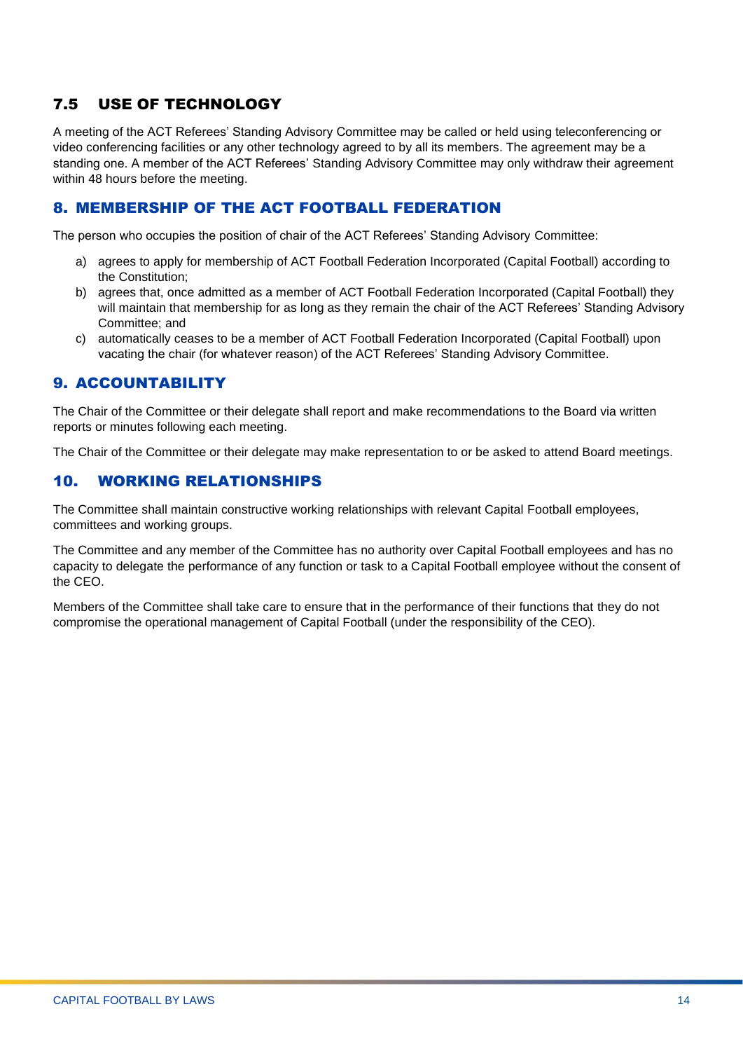### 7.5 USE OF TECHNOLOGY

A meeting of the ACT Referees' Standing Advisory Committee may be called or held using teleconferencing or video conferencing facilities or any other technology agreed to by all its members. The agreement may be a standing one. A member of the ACT Referees' Standing Advisory Committee may only withdraw their agreement within 48 hours before the meeting.

## 8. MEMBERSHIP OF THE ACT FOOTBALL FEDERATION

The person who occupies the position of chair of the ACT Referees' Standing Advisory Committee:

a) agrees to apply for membership of ACT Football Federation Incorporated (Capital Football) according to the Constitution;
b) agrees that, once admitted as a member of ACT Football Federation Incorporated (Capital Football) they will maintain that membership for as long as they remain the chair of the ACT Referees' Standing Advisory Committee; and
c) automatically ceases to be a member of ACT Football Federation Incorporated (Capital Football) upon vacating the chair (for whatever reason) of the ACT Referees' Standing Advisory Committee.

## 9. ACCOUNTABILITY

The Chair of the Committee or their delegate shall report and make recommendations to the Board via written reports or minutes following each meeting.

The Chair of the Committee or their delegate may make representation to or be asked to attend Board meetings.

## 10. WORKING RELATIONSHIPS

The Committee shall maintain constructive working relationships with relevant Capital Football employees, committees and working groups.

The Committee and any member of the Committee has no authority over Capital Football employees and has no capacity to delegate the performance of any function or task to a Capital Football employee without the consent of the CEO.

Members of the Committee shall take care to ensure that in the performance of their functions that they do not compromise the operational management of Capital Football (under the responsibility of the CEO).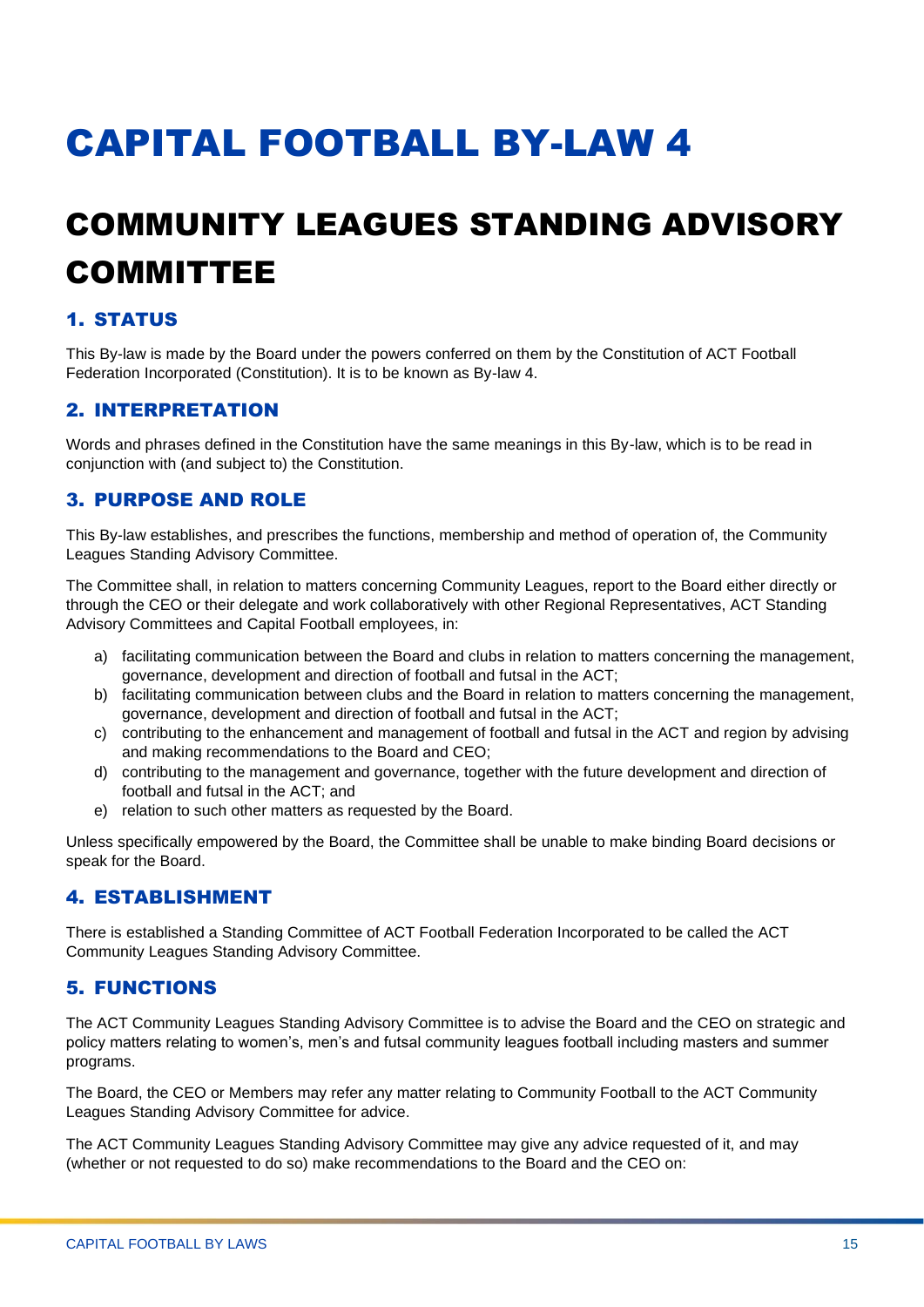# CAPITAL FOOTBALL BY-LAW 4

## COMMUNITY LEAGUES STANDING ADVISORY COMMITTEE

### 1. STATUS

This By-law is made by the Board under the powers conferred on them by the Constitution of ACT Football Federation Incorporated (Constitution). It is to be known as By-law 4.

### 2. INTERPRETATION

Words and phrases defined in the Constitution have the same meanings in this By-law, which is to be read in conjunction with (and subject to) the Constitution.

### 3. PURPOSE AND ROLE

This By-law establishes, and prescribes the functions, membership and method of operation of, the Community Leagues Standing Advisory Committee.

The Committee shall, in relation to matters concerning Community Leagues, report to the Board either directly or through the CEO or their delegate and work collaboratively with other Regional Representatives, ACT Standing Advisory Committees and Capital Football employees, in:

a) facilitating communication between the Board and clubs in relation to matters concerning the management, governance, development and direction of football and futsal in the ACT;
b) facilitating communication between clubs and the Board in relation to matters concerning the management, governance, development and direction of football and futsal in the ACT;
c) contributing to the enhancement and management of football and futsal in the ACT and region by advising and making recommendations to the Board and CEO;
d) contributing to the management and governance, together with the future development and direction of football and futsal in the ACT; and
e) relation to such other matters as requested by the Board.

Unless specifically empowered by the Board, the Committee shall be unable to make binding Board decisions or speak for the Board.

### 4. ESTABLISHMENT

There is established a Standing Committee of ACT Football Federation Incorporated to be called the ACT Community Leagues Standing Advisory Committee.

### 5. FUNCTIONS

The ACT Community Leagues Standing Advisory Committee is to advise the Board and the CEO on strategic and policy matters relating to women's, men's and futsal community leagues football including masters and summer programs.

The Board, the CEO or Members may refer any matter relating to Community Football to the ACT Community Leagues Standing Advisory Committee for advice.

The ACT Community Leagues Standing Advisory Committee may give any advice requested of it, and may (whether or not requested to do so) make recommendations to the Board and the CEO on: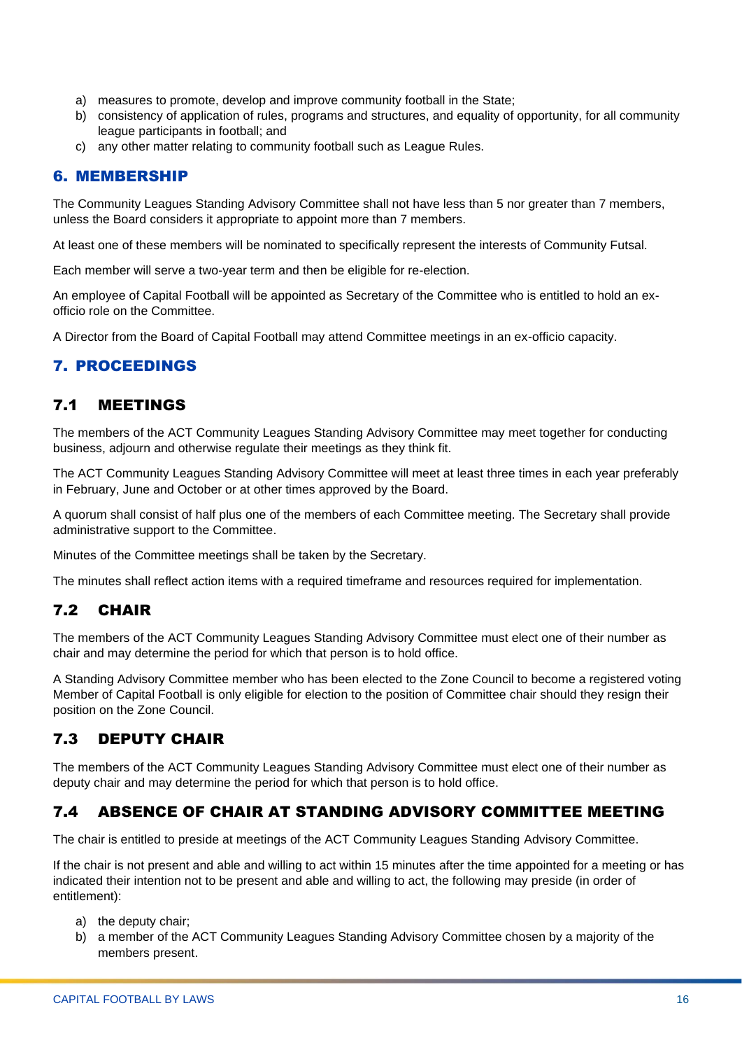a) measures to promote, develop and improve community football in the State;
b) consistency of application of rules, programs and structures, and equality of opportunity, for all community league participants in football; and
c) any other matter relating to community football such as League Rules.

## 6. MEMBERSHIP

The Community Leagues Standing Advisory Committee shall not have less than 5 nor greater than 7 members, unless the Board considers it appropriate to appoint more than 7 members.

At least one of these members will be nominated to specifically represent the interests of Community Futsal.

Each member will serve a two-year term and then be eligible for re-election.

An employee of Capital Football will be appointed as Secretary of the Committee who is entitled to hold an ex-officio role on the Committee.

A Director from the Board of Capital Football may attend Committee meetings in an ex-officio capacity.

## 7. PROCEEDINGS

### 7.1 MEETINGS

The members of the ACT Community Leagues Standing Advisory Committee may meet together for conducting business, adjourn and otherwise regulate their meetings as they think fit.

The ACT Community Leagues Standing Advisory Committee will meet at least three times in each year preferably in February, June and October or at other times approved by the Board.

A quorum shall consist of half plus one of the members of each Committee meeting. The Secretary shall provide administrative support to the Committee.

Minutes of the Committee meetings shall be taken by the Secretary.

The minutes shall reflect action items with a required timeframe and resources required for implementation.

### 7.2 CHAIR

The members of the ACT Community Leagues Standing Advisory Committee must elect one of their number as chair and may determine the period for which that person is to hold office.

A Standing Advisory Committee member who has been elected to the Zone Council to become a registered voting Member of Capital Football is only eligible for election to the position of Committee chair should they resign their position on the Zone Council.

### 7.3 DEPUTY CHAIR

The members of the ACT Community Leagues Standing Advisory Committee must elect one of their number as deputy chair and may determine the period for which that person is to hold office.

### 7.4 ABSENCE OF CHAIR AT STANDING ADVISORY COMMITTEE MEETING

The chair is entitled to preside at meetings of the ACT Community Leagues Standing Advisory Committee.

If the chair is not present and able and willing to act within 15 minutes after the time appointed for a meeting or has indicated their intention not to be present and able and willing to act, the following may preside (in order of entitlement):

a) the deputy chair;
b) a member of the ACT Community Leagues Standing Advisory Committee chosen by a majority of the members present.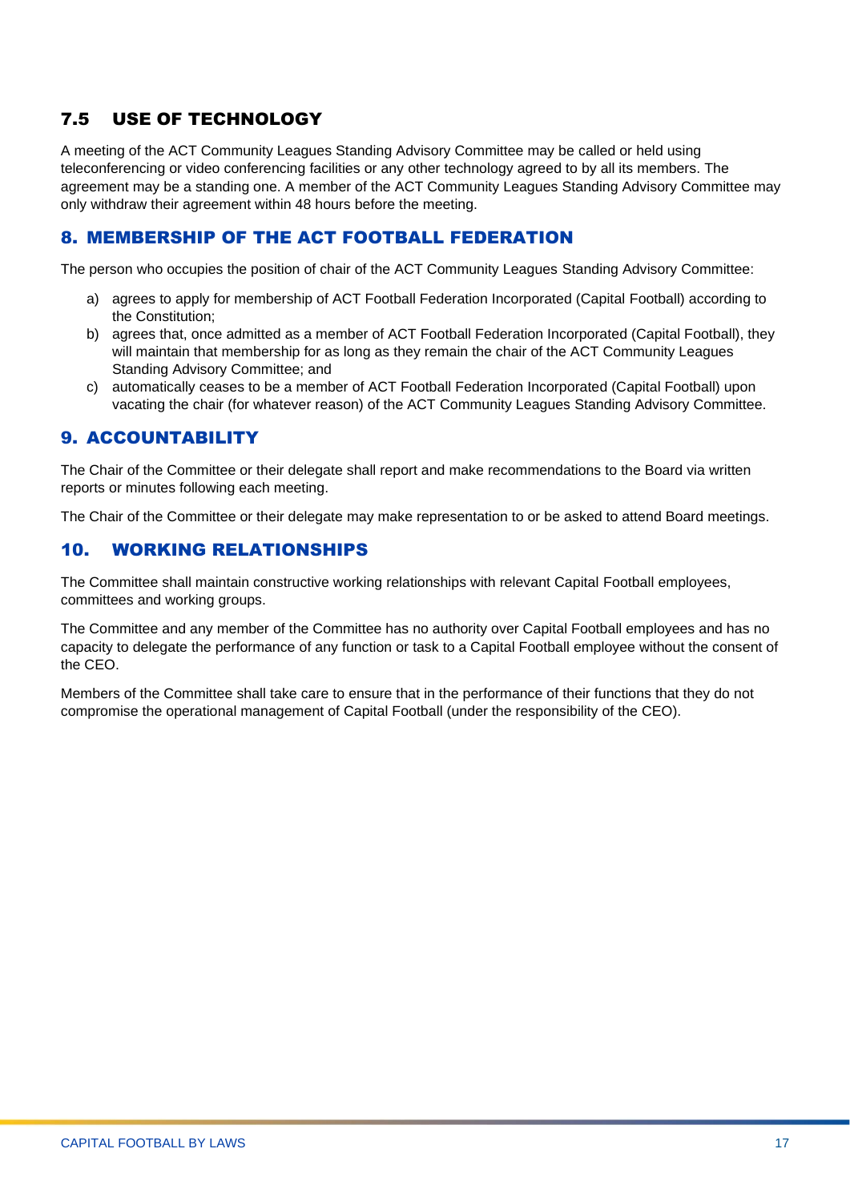### 7.5 USE OF TECHNOLOGY

A meeting of the ACT Community Leagues Standing Advisory Committee may be called or held using teleconferencing or video conferencing facilities or any other technology agreed to by all its members. The agreement may be a standing one. A member of the ACT Community Leagues Standing Advisory Committee may only withdraw their agreement within 48 hours before the meeting.

## 8. MEMBERSHIP OF THE ACT FOOTBALL FEDERATION

The person who occupies the position of chair of the ACT Community Leagues Standing Advisory Committee:

a) agrees to apply for membership of ACT Football Federation Incorporated (Capital Football) according to the Constitution;
b) agrees that, once admitted as a member of ACT Football Federation Incorporated (Capital Football), they will maintain that membership for as long as they remain the chair of the ACT Community Leagues Standing Advisory Committee; and
c) automatically ceases to be a member of ACT Football Federation Incorporated (Capital Football) upon vacating the chair (for whatever reason) of the ACT Community Leagues Standing Advisory Committee.

## 9. ACCOUNTABILITY

The Chair of the Committee or their delegate shall report and make recommendations to the Board via written reports or minutes following each meeting.

The Chair of the Committee or their delegate may make representation to or be asked to attend Board meetings.

## 10. WORKING RELATIONSHIPS

The Committee shall maintain constructive working relationships with relevant Capital Football employees, committees and working groups.

The Committee and any member of the Committee has no authority over Capital Football employees and has no capacity to delegate the performance of any function or task to a Capital Football employee without the consent of the CEO.

Members of the Committee shall take care to ensure that in the performance of their functions that they do not compromise the operational management of Capital Football (under the responsibility of the CEO).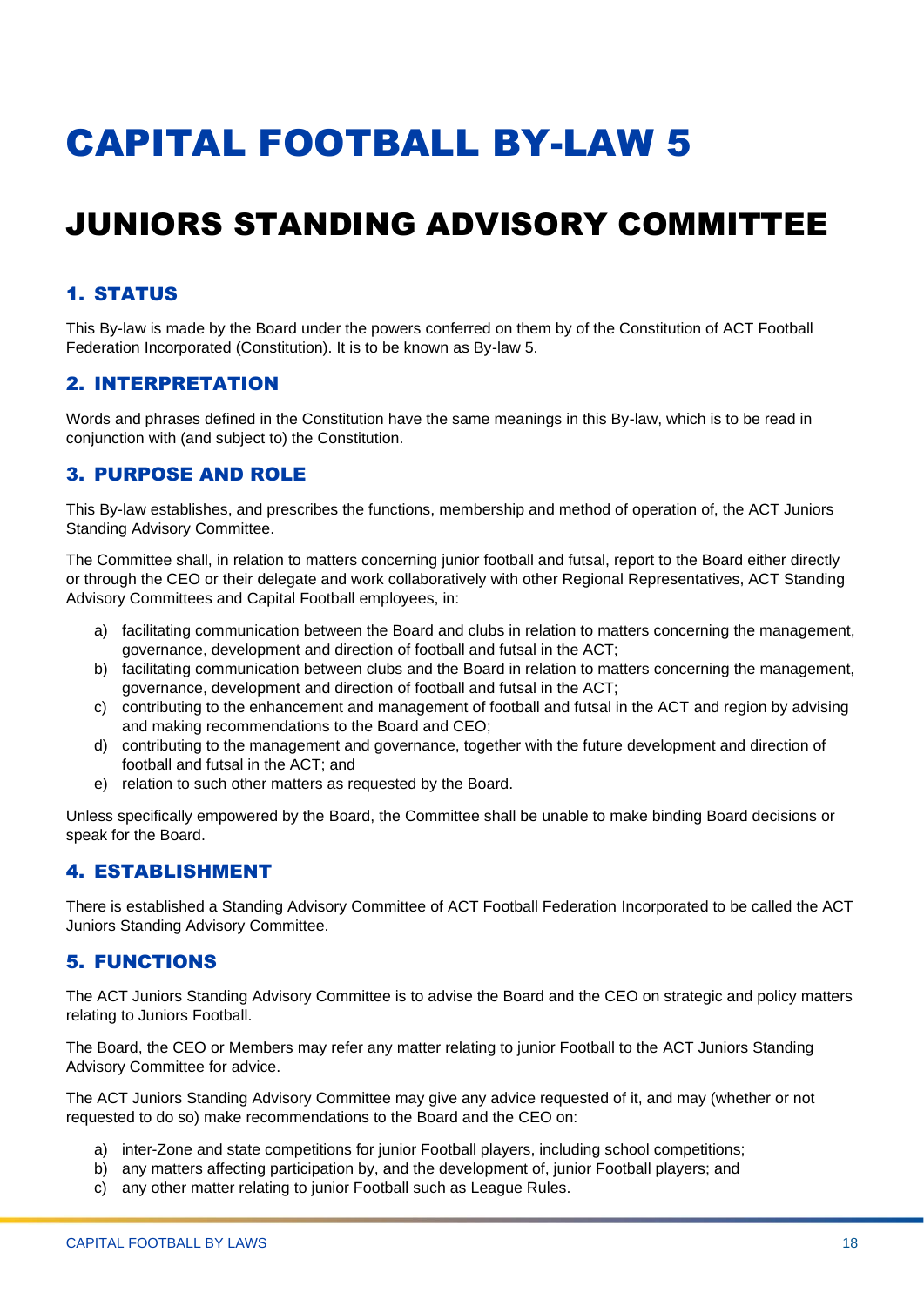# CAPITAL FOOTBALL BY-LAW 5

# JUNIORS STANDING ADVISORY COMMITTEE

## 1. STATUS

This By-law is made by the Board under the powers conferred on them by of the Constitution of ACT Football Federation Incorporated (Constitution). It is to be known as By-law 5.

## 2. INTERPRETATION

Words and phrases defined in the Constitution have the same meanings in this By-law, which is to be read in conjunction with (and subject to) the Constitution.

## 3. PURPOSE AND ROLE

This By-law establishes, and prescribes the functions, membership and method of operation of, the ACT Juniors Standing Advisory Committee.

The Committee shall, in relation to matters concerning junior football and futsal, report to the Board either directly or through the CEO or their delegate and work collaboratively with other Regional Representatives, ACT Standing Advisory Committees and Capital Football employees, in:

a) facilitating communication between the Board and clubs in relation to matters concerning the management, governance, development and direction of football and futsal in the ACT;
b) facilitating communication between clubs and the Board in relation to matters concerning the management, governance, development and direction of football and futsal in the ACT;
c) contributing to the enhancement and management of football and futsal in the ACT and region by advising and making recommendations to the Board and CEO;
d) contributing to the management and governance, together with the future development and direction of football and futsal in the ACT; and
e) relation to such other matters as requested by the Board.

Unless specifically empowered by the Board, the Committee shall be unable to make binding Board decisions or speak for the Board.

## 4. ESTABLISHMENT

There is established a Standing Advisory Committee of ACT Football Federation Incorporated to be called the ACT Juniors Standing Advisory Committee.

## 5. FUNCTIONS

The ACT Juniors Standing Advisory Committee is to advise the Board and the CEO on strategic and policy matters relating to Juniors Football.

The Board, the CEO or Members may refer any matter relating to junior Football to the ACT Juniors Standing Advisory Committee for advice.

The ACT Juniors Standing Advisory Committee may give any advice requested of it, and may (whether or not requested to do so) make recommendations to the Board and the CEO on:

a) inter-Zone and state competitions for junior Football players, including school competitions;
b) any matters affecting participation by, and the development of, junior Football players; and
c) any other matter relating to junior Football such as League Rules.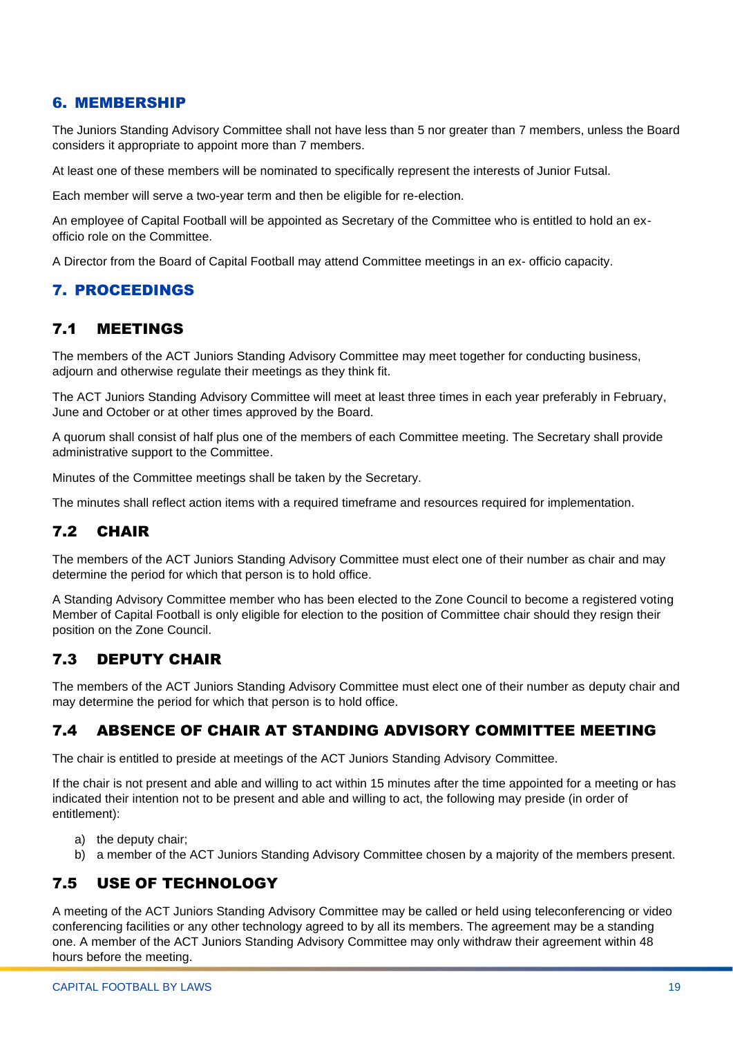## 6. MEMBERSHIP

The Juniors Standing Advisory Committee shall not have less than 5 nor greater than 7 members, unless the Board considers it appropriate to appoint more than 7 members.

At least one of these members will be nominated to specifically represent the interests of Junior Futsal.

Each member will serve a two-year term and then be eligible for re-election.

An employee of Capital Football will be appointed as Secretary of the Committee who is entitled to hold an ex-officio role on the Committee.

A Director from the Board of Capital Football may attend Committee meetings in an ex- officio capacity.

## 7. PROCEEDINGS

### 7.1 MEETINGS

The members of the ACT Juniors Standing Advisory Committee may meet together for conducting business, adjourn and otherwise regulate their meetings as they think fit.

The ACT Juniors Standing Advisory Committee will meet at least three times in each year preferably in February, June and October or at other times approved by the Board.

A quorum shall consist of half plus one of the members of each Committee meeting. The Secretary shall provide administrative support to the Committee.

Minutes of the Committee meetings shall be taken by the Secretary.

The minutes shall reflect action items with a required timeframe and resources required for implementation.

### 7.2 CHAIR

The members of the ACT Juniors Standing Advisory Committee must elect one of their number as chair and may determine the period for which that person is to hold office.

A Standing Advisory Committee member who has been elected to the Zone Council to become a registered voting Member of Capital Football is only eligible for election to the position of Committee chair should they resign their position on the Zone Council.

### 7.3 DEPUTY CHAIR

The members of the ACT Juniors Standing Advisory Committee must elect one of their number as deputy chair and may determine the period for which that person is to hold office.

### 7.4 ABSENCE OF CHAIR AT STANDING ADVISORY COMMITTEE MEETING

The chair is entitled to preside at meetings of the ACT Juniors Standing Advisory Committee.

If the chair is not present and able and willing to act within 15 minutes after the time appointed for a meeting or has indicated their intention not to be present and able and willing to act, the following may preside (in order of entitlement):

a) the deputy chair;
b) a member of the ACT Juniors Standing Advisory Committee chosen by a majority of the members present.

### 7.5 USE OF TECHNOLOGY

A meeting of the ACT Juniors Standing Advisory Committee may be called or held using teleconferencing or video conferencing facilities or any other technology agreed to by all its members. The agreement may be a standing one. A member of the ACT Juniors Standing Advisory Committee may only withdraw their agreement within 48 hours before the meeting.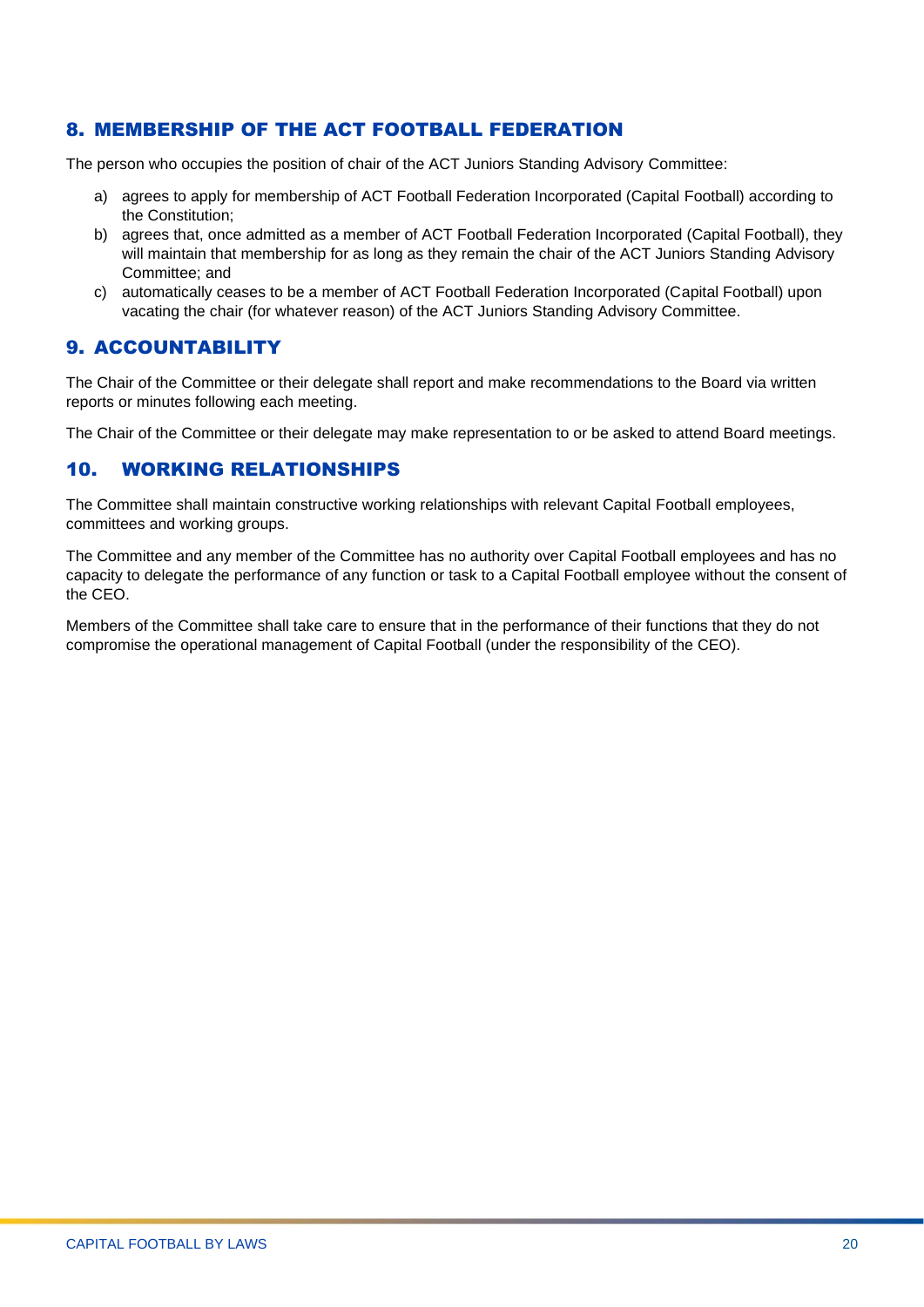## 8. MEMBERSHIP OF THE ACT FOOTBALL FEDERATION

The person who occupies the position of chair of the ACT Juniors Standing Advisory Committee:

a) agrees to apply for membership of ACT Football Federation Incorporated (Capital Football) according to the Constitution;

b) agrees that, once admitted as a member of ACT Football Federation Incorporated (Capital Football), they will maintain that membership for as long as they remain the chair of the ACT Juniors Standing Advisory Committee; and

c) automatically ceases to be a member of ACT Football Federation Incorporated (Capital Football) upon vacating the chair (for whatever reason) of the ACT Juniors Standing Advisory Committee.

## 9. ACCOUNTABILITY

The Chair of the Committee or their delegate shall report and make recommendations to the Board via written reports or minutes following each meeting.

The Chair of the Committee or their delegate may make representation to or be asked to attend Board meetings.

## 10. WORKING RELATIONSHIPS

The Committee shall maintain constructive working relationships with relevant Capital Football employees, committees and working groups.

The Committee and any member of the Committee has no authority over Capital Football employees and has no capacity to delegate the performance of any function or task to a Capital Football employee without the consent of the CEO.

Members of the Committee shall take care to ensure that in the performance of their functions that they do not compromise the operational management of Capital Football (under the responsibility of the CEO).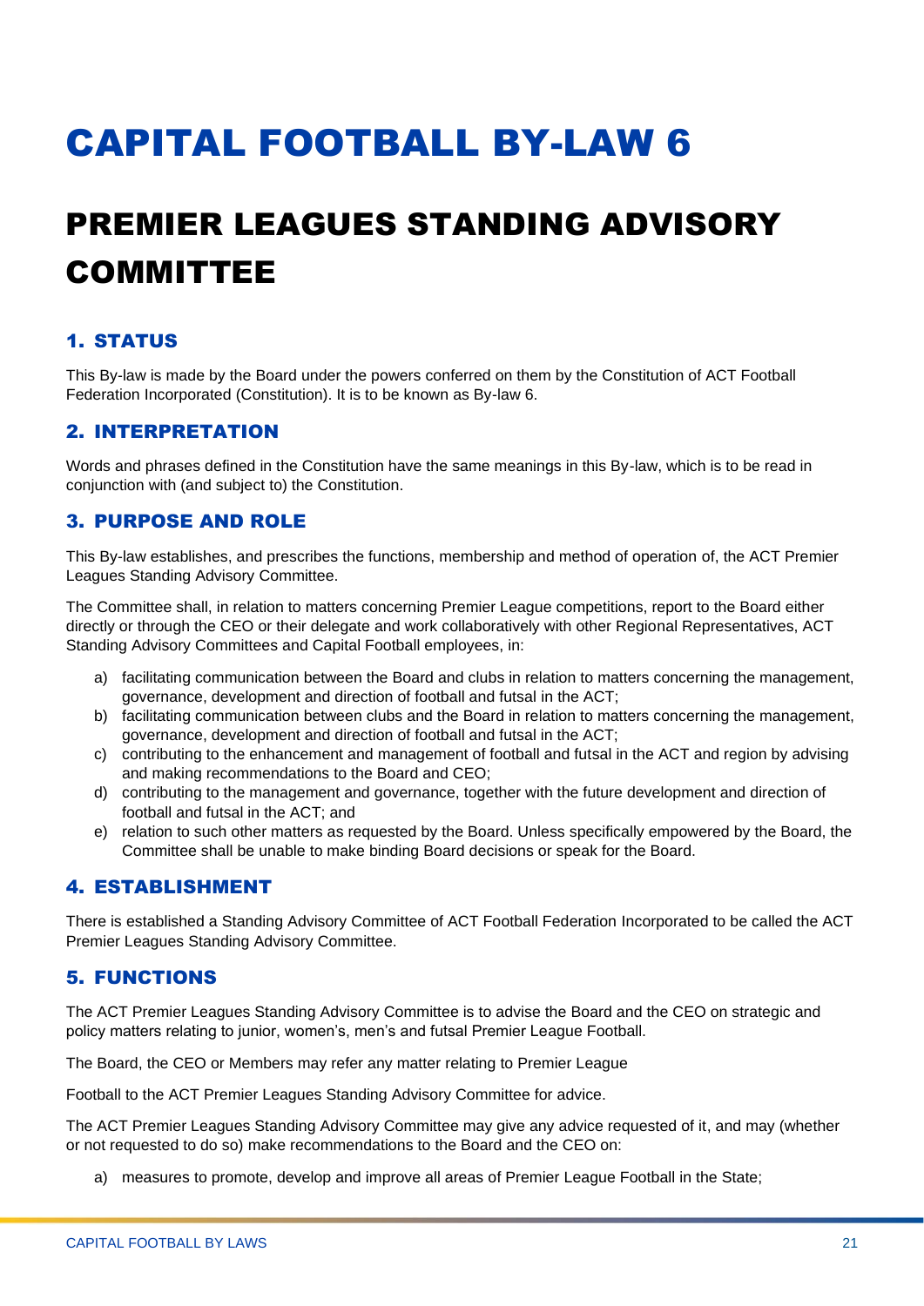# CAPITAL FOOTBALL BY-LAW 6

# PREMIER LEAGUES STANDING ADVISORY COMMITTEE

## 1. STATUS

This By-law is made by the Board under the powers conferred on them by the Constitution of ACT Football Federation Incorporated (Constitution). It is to be known as By-law 6.

## 2. INTERPRETATION

Words and phrases defined in the Constitution have the same meanings in this By-law, which is to be read in conjunction with (and subject to) the Constitution.

## 3. PURPOSE AND ROLE

This By-law establishes, and prescribes the functions, membership and method of operation of, the ACT Premier Leagues Standing Advisory Committee.

The Committee shall, in relation to matters concerning Premier League competitions, report to the Board either directly or through the CEO or their delegate and work collaboratively with other Regional Representatives, ACT Standing Advisory Committees and Capital Football employees, in:

a) facilitating communication between the Board and clubs in relation to matters concerning the management, governance, development and direction of football and futsal in the ACT;
b) facilitating communication between clubs and the Board in relation to matters concerning the management, governance, development and direction of football and futsal in the ACT;
c) contributing to the enhancement and management of football and futsal in the ACT and region by advising and making recommendations to the Board and CEO;
d) contributing to the management and governance, together with the future development and direction of football and futsal in the ACT; and
e) relation to such other matters as requested by the Board. Unless specifically empowered by the Board, the Committee shall be unable to make binding Board decisions or speak for the Board.

## 4. ESTABLISHMENT

There is established a Standing Advisory Committee of ACT Football Federation Incorporated to be called the ACT Premier Leagues Standing Advisory Committee.

## 5. FUNCTIONS

The ACT Premier Leagues Standing Advisory Committee is to advise the Board and the CEO on strategic and policy matters relating to junior, women's, men's and futsal Premier League Football.

The Board, the CEO or Members may refer any matter relating to Premier League

Football to the ACT Premier Leagues Standing Advisory Committee for advice.

The ACT Premier Leagues Standing Advisory Committee may give any advice requested of it, and may (whether or not requested to do so) make recommendations to the Board and the CEO on:

a) measures to promote, develop and improve all areas of Premier League Football in the State;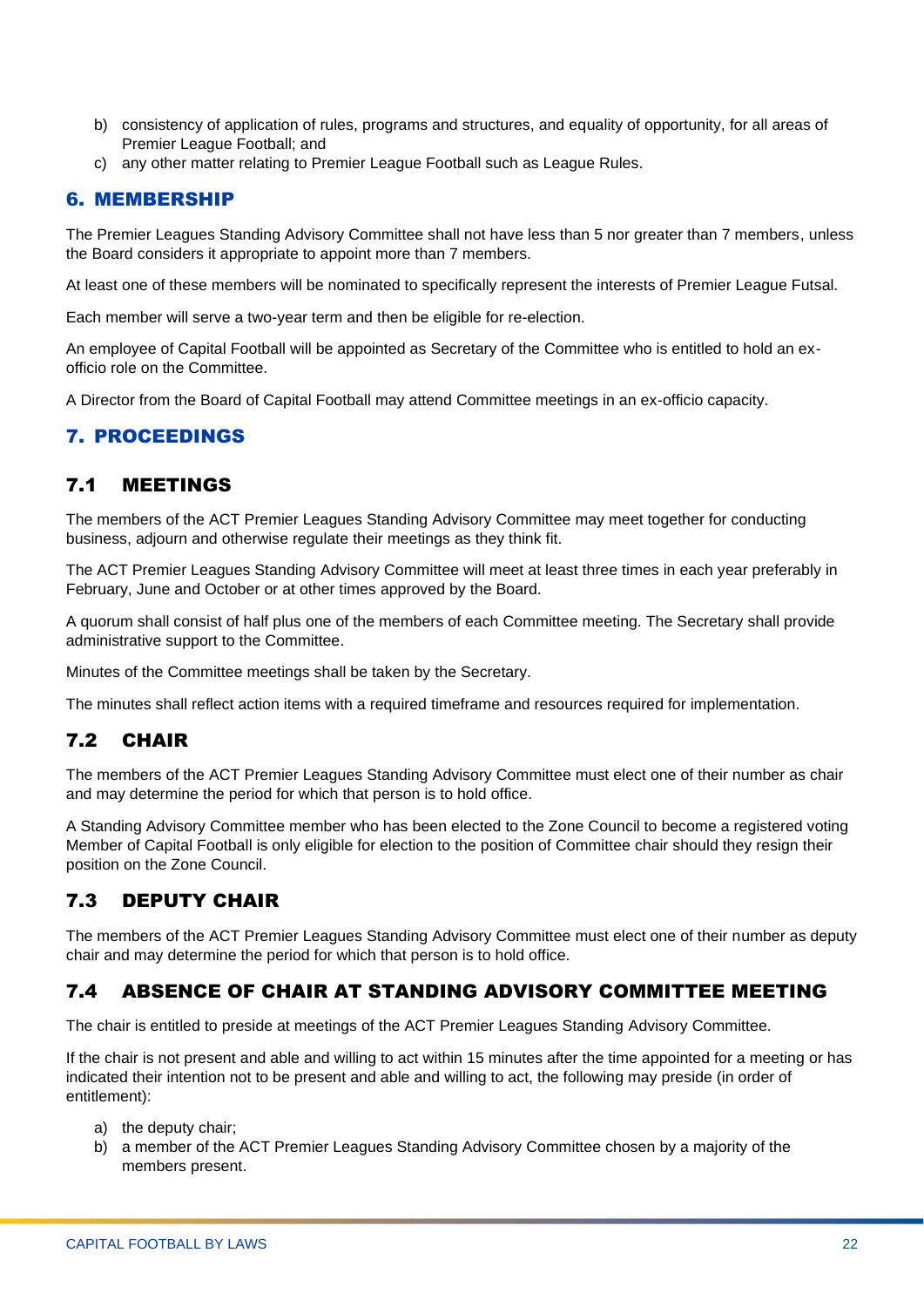b) consistency of application of rules, programs and structures, and equality of opportunity, for all areas of Premier League Football; and
c) any other matter relating to Premier League Football such as League Rules.

## 6. MEMBERSHIP

The Premier Leagues Standing Advisory Committee shall not have less than 5 nor greater than 7 members, unless the Board considers it appropriate to appoint more than 7 members.

At least one of these members will be nominated to specifically represent the interests of Premier League Futsal.

Each member will serve a two-year term and then be eligible for re-election.

An employee of Capital Football will be appointed as Secretary of the Committee who is entitled to hold an ex-officio role on the Committee.

A Director from the Board of Capital Football may attend Committee meetings in an ex-officio capacity.

## 7. PROCEEDINGS

### 7.1 MEETINGS

The members of the ACT Premier Leagues Standing Advisory Committee may meet together for conducting business, adjourn and otherwise regulate their meetings as they think fit.

The ACT Premier Leagues Standing Advisory Committee will meet at least three times in each year preferably in February, June and October or at other times approved by the Board.

A quorum shall consist of half plus one of the members of each Committee meeting. The Secretary shall provide administrative support to the Committee.

Minutes of the Committee meetings shall be taken by the Secretary.

The minutes shall reflect action items with a required timeframe and resources required for implementation.

### 7.2 CHAIR

The members of the ACT Premier Leagues Standing Advisory Committee must elect one of their number as chair and may determine the period for which that person is to hold office.

A Standing Advisory Committee member who has been elected to the Zone Council to become a registered voting Member of Capital Football is only eligible for election to the position of Committee chair should they resign their position on the Zone Council.

### 7.3 DEPUTY CHAIR

The members of the ACT Premier Leagues Standing Advisory Committee must elect one of their number as deputy chair and may determine the period for which that person is to hold office.

### 7.4 ABSENCE OF CHAIR AT STANDING ADVISORY COMMITTEE MEETING

The chair is entitled to preside at meetings of the ACT Premier Leagues Standing Advisory Committee.

If the chair is not present and able and willing to act within 15 minutes after the time appointed for a meeting or has indicated their intention not to be present and able and willing to act, the following may preside (in order of entitlement):

a) the deputy chair;
b) a member of the ACT Premier Leagues Standing Advisory Committee chosen by a majority of the members present.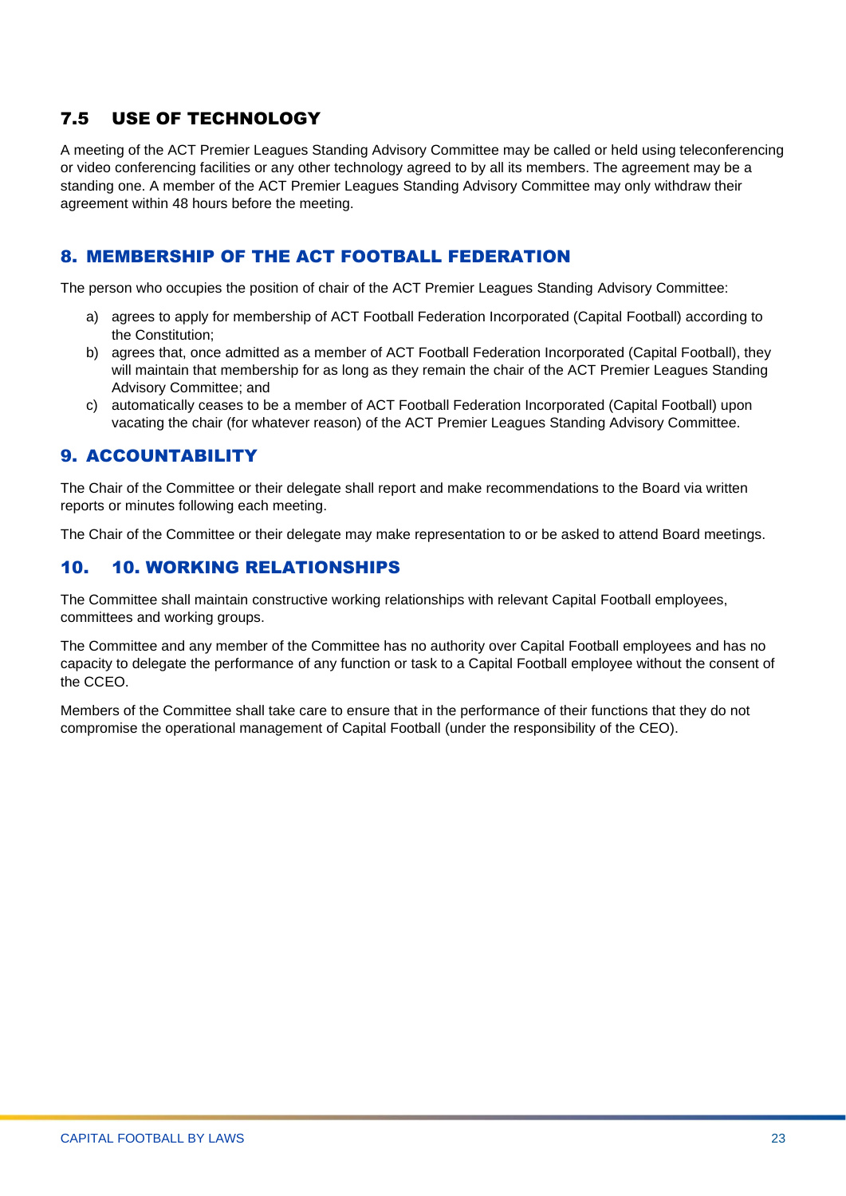### 7.5 USE OF TECHNOLOGY

A meeting of the ACT Premier Leagues Standing Advisory Committee may be called or held using teleconferencing or video conferencing facilities or any other technology agreed to by all its members. The agreement may be a standing one. A member of the ACT Premier Leagues Standing Advisory Committee may only withdraw their agreement within 48 hours before the meeting.

## 8. MEMBERSHIP OF THE ACT FOOTBALL FEDERATION

The person who occupies the position of chair of the ACT Premier Leagues Standing Advisory Committee:

a) agrees to apply for membership of ACT Football Federation Incorporated (Capital Football) according to the Constitution;
b) agrees that, once admitted as a member of ACT Football Federation Incorporated (Capital Football), they will maintain that membership for as long as they remain the chair of the ACT Premier Leagues Standing Advisory Committee; and
c) automatically ceases to be a member of ACT Football Federation Incorporated (Capital Football) upon vacating the chair (for whatever reason) of the ACT Premier Leagues Standing Advisory Committee.

## 9. ACCOUNTABILITY

The Chair of the Committee or their delegate shall report and make recommendations to the Board via written reports or minutes following each meeting.

The Chair of the Committee or their delegate may make representation to or be asked to attend Board meetings.

## 10. 10. WORKING RELATIONSHIPS

The Committee shall maintain constructive working relationships with relevant Capital Football employees, committees and working groups.

The Committee and any member of the Committee has no authority over Capital Football employees and has no capacity to delegate the performance of any function or task to a Capital Football employee without the consent of the CCEO.

Members of the Committee shall take care to ensure that in the performance of their functions that they do not compromise the operational management of Capital Football (under the responsibility of the CEO).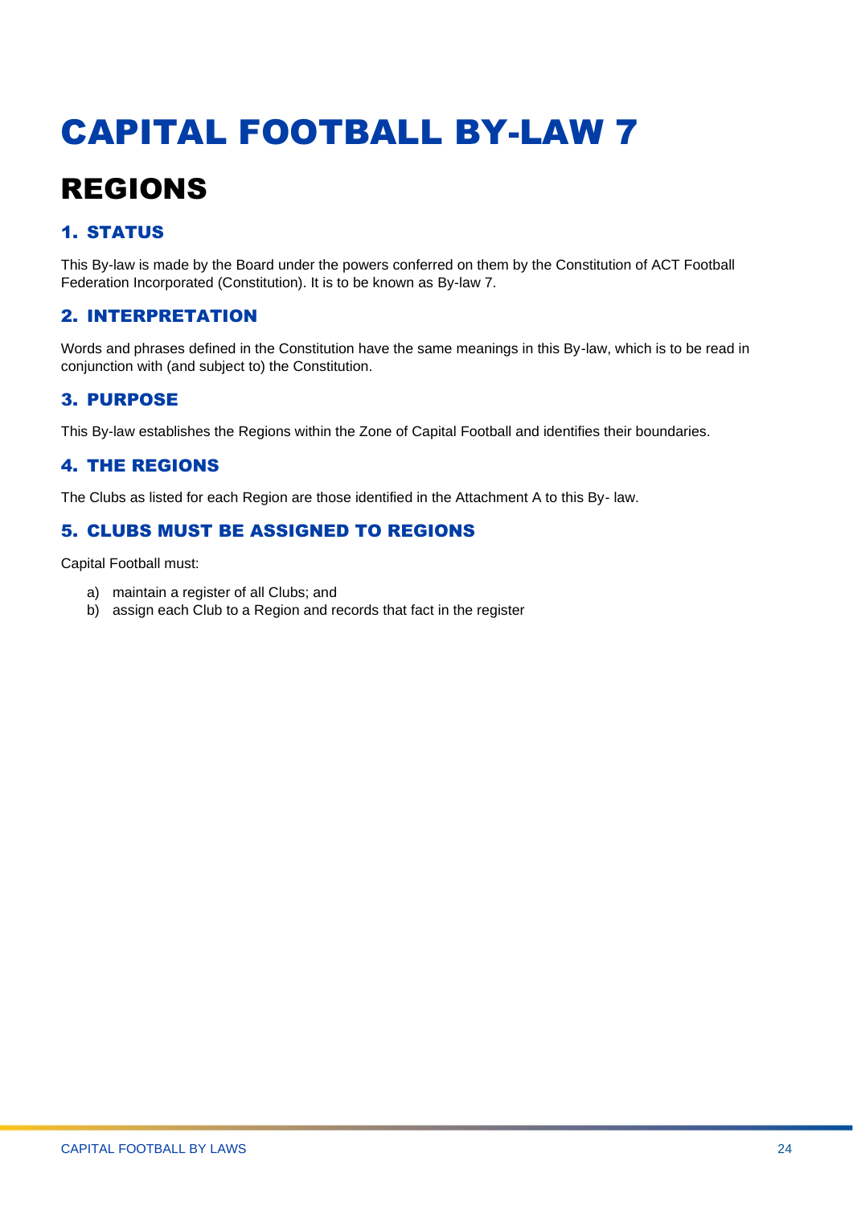# CAPITAL FOOTBALL BY-LAW 7

## REGIONS

### 1. STATUS

This By-law is made by the Board under the powers conferred on them by the Constitution of ACT Football Federation Incorporated (Constitution). It is to be known as By-law 7.

### 2. INTERPRETATION

Words and phrases defined in the Constitution have the same meanings in this By-law, which is to be read in conjunction with (and subject to) the Constitution.

### 3. PURPOSE

This By-law establishes the Regions within the Zone of Capital Football and identifies their boundaries.

### 4. THE REGIONS

The Clubs as listed for each Region are those identified in the Attachment A to this By- law.

### 5. CLUBS MUST BE ASSIGNED TO REGIONS

Capital Football must:

a) maintain a register of all Clubs; and
b) assign each Club to a Region and records that fact in the register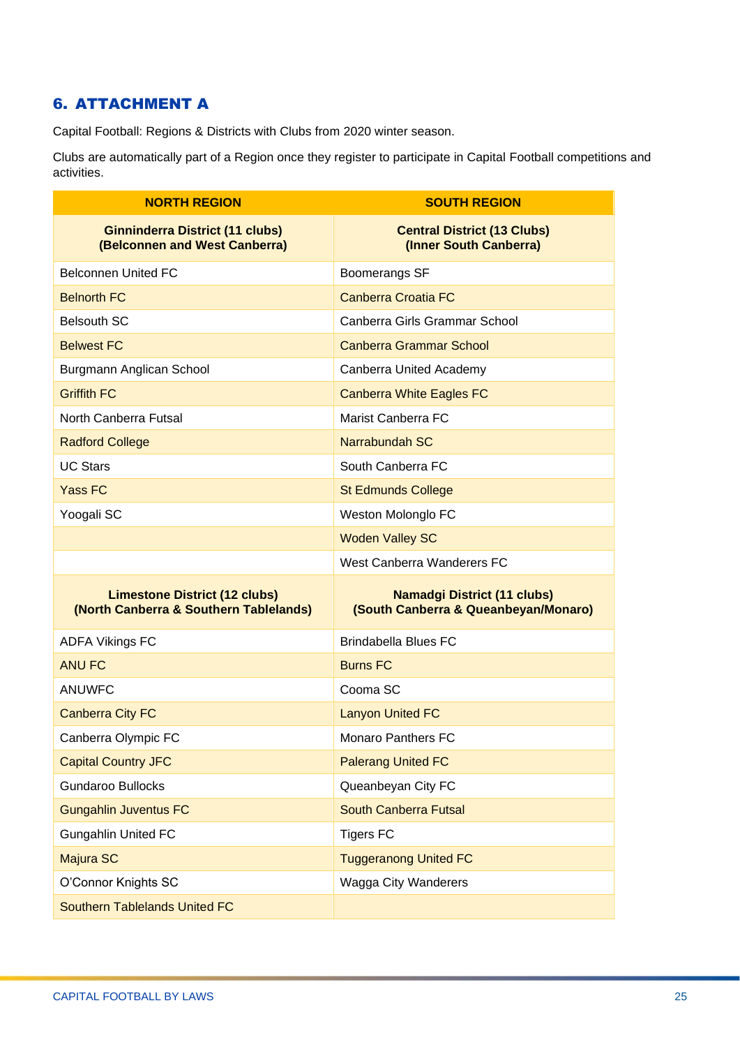## 6. ATTACHMENT A

Capital Football: Regions & Districts with Clubs from 2020 winter season.

Clubs are automatically part of a Region once they register to participate in Capital Football competitions and activities.

| NORTH REGION | SOUTH REGION |
|---|---|
| **Ginninderra District (11 clubs) (Belconnen and West Canberra)** | **Central District (13 Clubs) (Inner South Canberra)** |
| Belconnen United FC | Boomerangs SF |
| Belnorth FC | Canberra Croatia FC |
| Belsouth SC | Canberra Girls Grammar School |
| Belwest FC | Canberra Grammar School |
| Burgmann Anglican School | Canberra United Academy |
| Griffith FC | Canberra White Eagles FC |
| North Canberra Futsal | Marist Canberra FC |
| Radford College | Narrabundah SC |
| UC Stars | South Canberra FC |
| Yass FC | St Edmunds College |
| Yoogali SC | Weston Molonglo FC |
| | Woden Valley SC |
| | West Canberra Wanderers FC |
| **Limestone District (12 clubs) (North Canberra & Southern Tablelands)** | **Namadgi District (11 clubs) (South Canberra & Queanbeyan/Monaro)** |
| ADFA Vikings FC | Brindabella Blues FC |
| ANU FC | Burns FC |
| ANUWFC | Cooma SC |
| Canberra City FC | Lanyon United FC |
| Canberra Olympic FC | Monaro Panthers FC |
| Capital Country JFC | Palerang United FC |
| Gundaroo Bullocks | Queanbeyan City FC |
| Gungahlin Juventus FC | South Canberra Futsal |
| Gungahlin United FC | Tigers FC |
| Majura SC | Tuggeranong United FC |
| O'Connor Knights SC | Wagga City Wanderers |
| Southern Tablelands United FC | |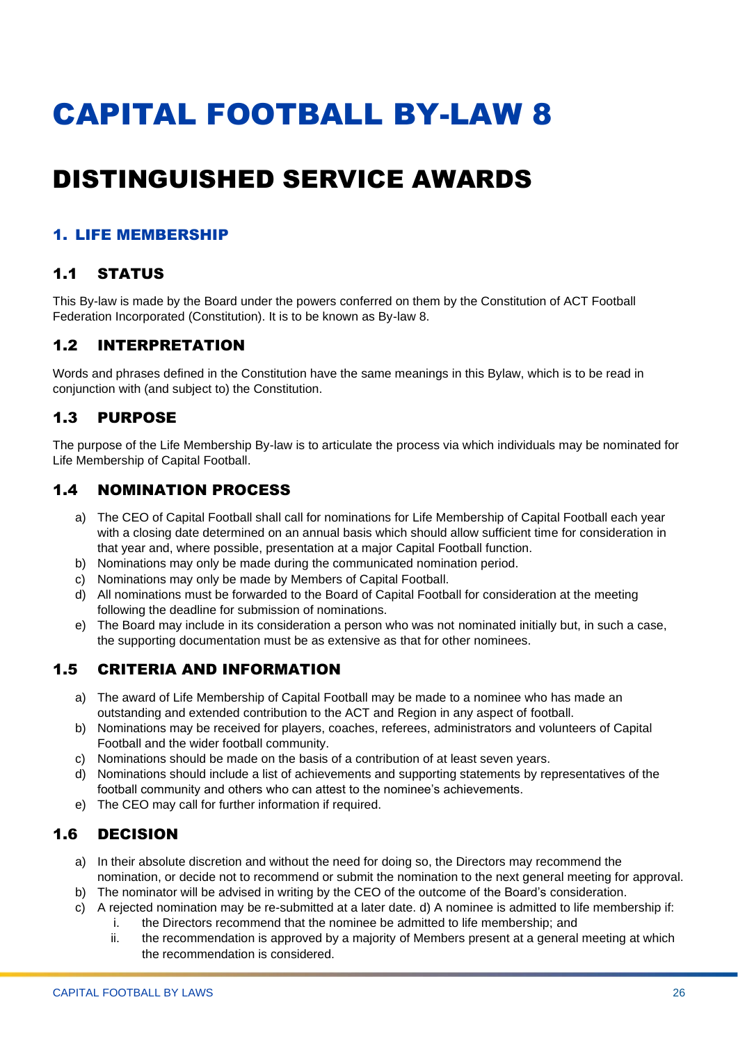# CAPITAL FOOTBALL BY-LAW 8

# DISTINGUISHED SERVICE AWARDS

## 1. LIFE MEMBERSHIP

### 1.1 STATUS

This By-law is made by the Board under the powers conferred on them by the Constitution of ACT Football Federation Incorporated (Constitution). It is to be known as By-law 8.

### 1.2 INTERPRETATION

Words and phrases defined in the Constitution have the same meanings in this Bylaw, which is to be read in conjunction with (and subject to) the Constitution.

### 1.3 PURPOSE

The purpose of the Life Membership By-law is to articulate the process via which individuals may be nominated for Life Membership of Capital Football.

### 1.4 NOMINATION PROCESS

a) The CEO of Capital Football shall call for nominations for Life Membership of Capital Football each year with a closing date determined on an annual basis which should allow sufficient time for consideration in that year and, where possible, presentation at a major Capital Football function.
b) Nominations may only be made during the communicated nomination period.
c) Nominations may only be made by Members of Capital Football.
d) All nominations must be forwarded to the Board of Capital Football for consideration at the meeting following the deadline for submission of nominations.
e) The Board may include in its consideration a person who was not nominated initially but, in such a case, the supporting documentation must be as extensive as that for other nominees.

### 1.5 CRITERIA AND INFORMATION

a) The award of Life Membership of Capital Football may be made to a nominee who has made an outstanding and extended contribution to the ACT and Region in any aspect of football.
b) Nominations may be received for players, coaches, referees, administrators and volunteers of Capital Football and the wider football community.
c) Nominations should be made on the basis of a contribution of at least seven years.
d) Nominations should include a list of achievements and supporting statements by representatives of the football community and others who can attest to the nominee's achievements.
e) The CEO may call for further information if required.

### 1.6 DECISION

a) In their absolute discretion and without the need for doing so, the Directors may recommend the nomination, or decide not to recommend or submit the nomination to the next general meeting for approval.
b) The nominator will be advised in writing by the CEO of the outcome of the Board's consideration.
c) A rejected nomination may be re-submitted at a later date. d) A nominee is admitted to life membership if:
    i. the Directors recommend that the nominee be admitted to life membership; and
    ii. the recommendation is approved by a majority of Members present at a general meeting at which the recommendation is considered.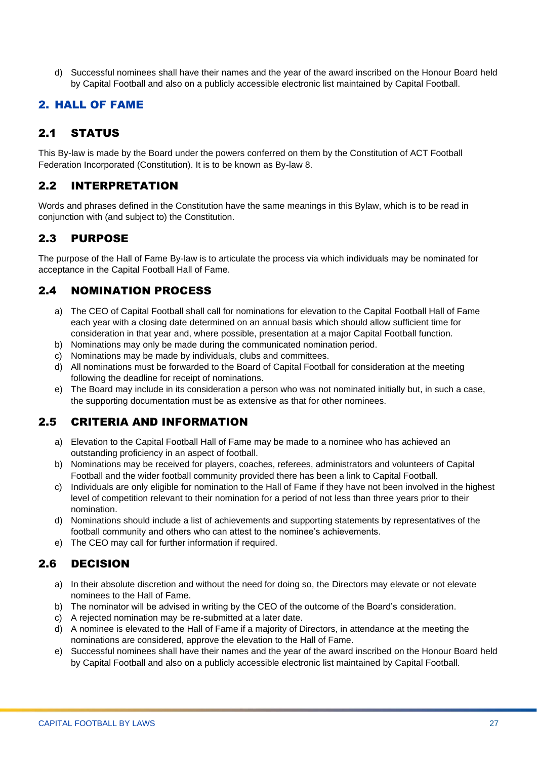d) Successful nominees shall have their names and the year of the award inscribed on the Honour Board held by Capital Football and also on a publicly accessible electronic list maintained by Capital Football.

## 2. HALL OF FAME

### 2.1 STATUS

This By-law is made by the Board under the powers conferred on them by the Constitution of ACT Football Federation Incorporated (Constitution). It is to be known as By-law 8.

### 2.2 INTERPRETATION

Words and phrases defined in the Constitution have the same meanings in this Bylaw, which is to be read in conjunction with (and subject to) the Constitution.

### 2.3 PURPOSE

The purpose of the Hall of Fame By-law is to articulate the process via which individuals may be nominated for acceptance in the Capital Football Hall of Fame.

### 2.4 NOMINATION PROCESS

a) The CEO of Capital Football shall call for nominations for elevation to the Capital Football Hall of Fame each year with a closing date determined on an annual basis which should allow sufficient time for consideration in that year and, where possible, presentation at a major Capital Football function.
b) Nominations may only be made during the communicated nomination period.
c) Nominations may be made by individuals, clubs and committees.
d) All nominations must be forwarded to the Board of Capital Football for consideration at the meeting following the deadline for receipt of nominations.
e) The Board may include in its consideration a person who was not nominated initially but, in such a case, the supporting documentation must be as extensive as that for other nominees.

### 2.5 CRITERIA AND INFORMATION

a) Elevation to the Capital Football Hall of Fame may be made to a nominee who has achieved an outstanding proficiency in an aspect of football.
b) Nominations may be received for players, coaches, referees, administrators and volunteers of Capital Football and the wider football community provided there has been a link to Capital Football.
c) Individuals are only eligible for nomination to the Hall of Fame if they have not been involved in the highest level of competition relevant to their nomination for a period of not less than three years prior to their nomination.
d) Nominations should include a list of achievements and supporting statements by representatives of the football community and others who can attest to the nominee's achievements.
e) The CEO may call for further information if required.

### 2.6 DECISION

a) In their absolute discretion and without the need for doing so, the Directors may elevate or not elevate nominees to the Hall of Fame.
b) The nominator will be advised in writing by the CEO of the outcome of the Board's consideration.
c) A rejected nomination may be re-submitted at a later date.
d) A nominee is elevated to the Hall of Fame if a majority of Directors, in attendance at the meeting the nominations are considered, approve the elevation to the Hall of Fame.
e) Successful nominees shall have their names and the year of the award inscribed on the Honour Board held by Capital Football and also on a publicly accessible electronic list maintained by Capital Football.